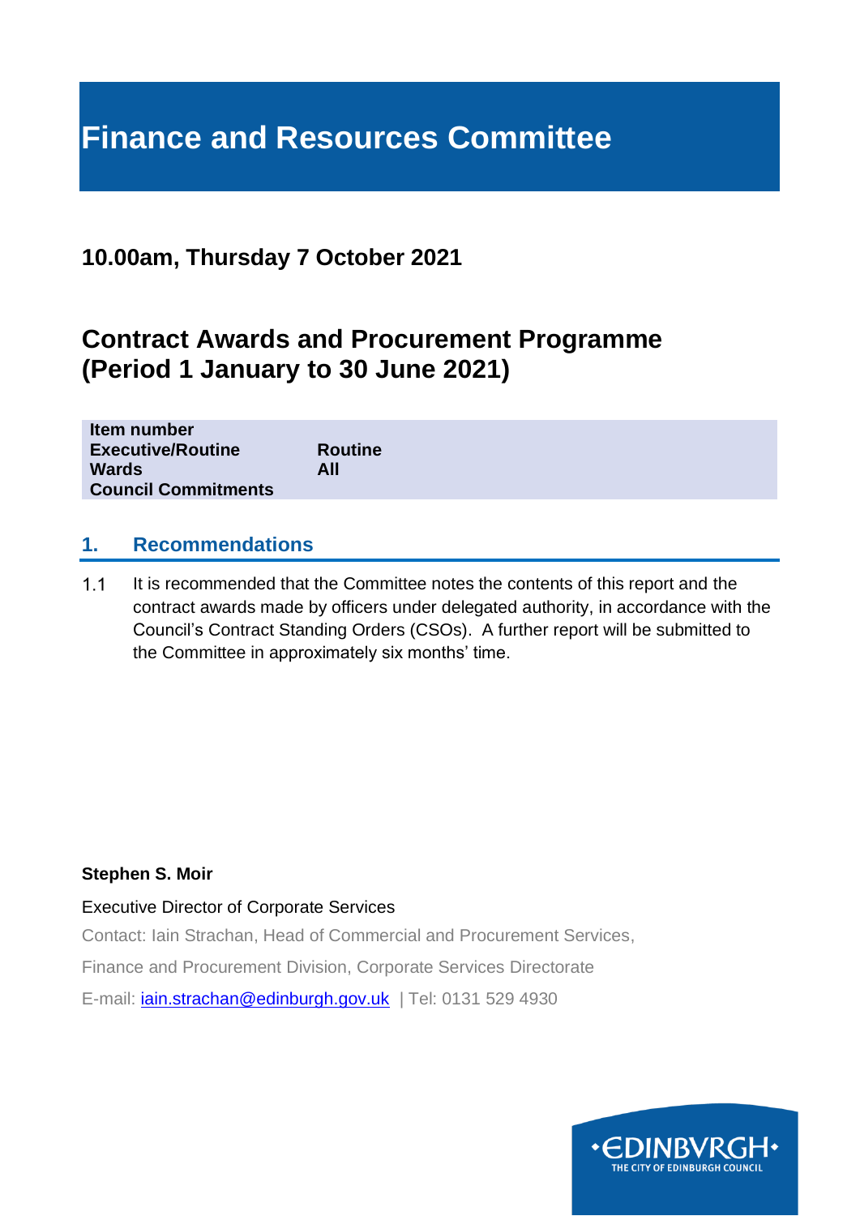# Finance and Resources Committee

## 10.00am, Thursday 7 October 2021

## Contract Awards and Procurement Programme (Period 1 January to 30 June 2021)

| | |
|---|---|
| **Item number** | |
| **Executive/Routine** | **Routine** |
| **Wards** | **All** |
| **Council Commitments** | |

## 1. Recommendations

1.1 It is recommended that the Committee notes the contents of this report and the contract awards made by officers under delegated authority, in accordance with the Council's Contract Standing Orders (CSOs). A further report will be submitted to the Committee in approximately six months' time.

**Stephen S. Moir**

Executive Director of Corporate Services

Contact: Iain Strachan, Head of Commercial and Procurement Services,

Finance and Procurement Division, Corporate Services Directorate

E-mail: iain.strachan@edinburgh.gov.uk | Tel: 0131 529 4930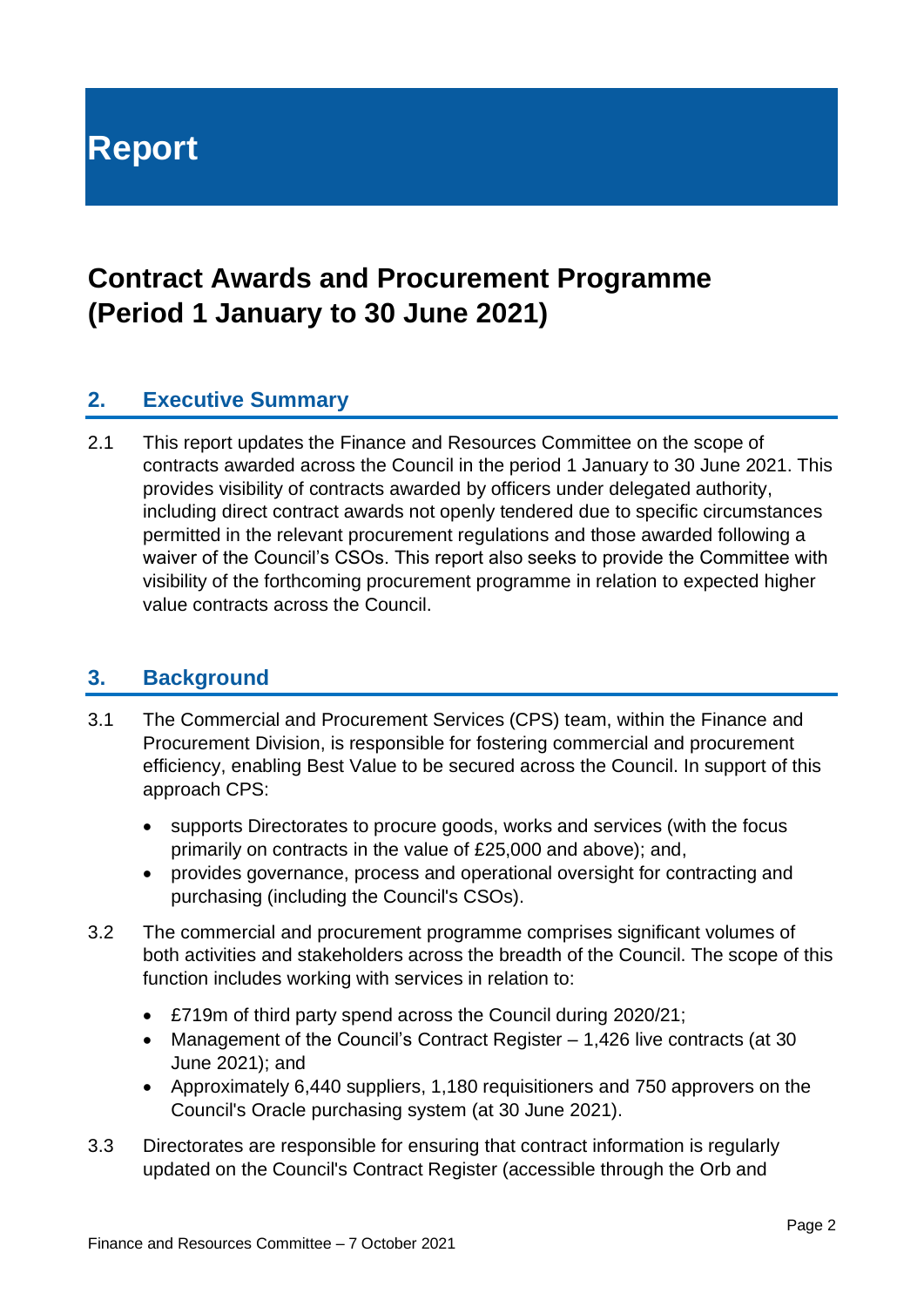# Report

## Contract Awards and Procurement Programme (Period 1 January to 30 June 2021)

### 2. Executive Summary

2.1 This report updates the Finance and Resources Committee on the scope of contracts awarded across the Council in the period 1 January to 30 June 2021. This provides visibility of contracts awarded by officers under delegated authority, including direct contract awards not openly tendered due to specific circumstances permitted in the relevant procurement regulations and those awarded following a waiver of the Council's CSOs. This report also seeks to provide the Committee with visibility of the forthcoming procurement programme in relation to expected higher value contracts across the Council.

### 3. Background

3.1 The Commercial and Procurement Services (CPS) team, within the Finance and Procurement Division, is responsible for fostering commercial and procurement efficiency, enabling Best Value to be secured across the Council. In support of this approach CPS:

- supports Directorates to procure goods, works and services (with the focus primarily on contracts in the value of £25,000 and above); and,
- provides governance, process and operational oversight for contracting and purchasing (including the Council's CSOs).

3.2 The commercial and procurement programme comprises significant volumes of both activities and stakeholders across the breadth of the Council. The scope of this function includes working with services in relation to:

- £719m of third party spend across the Council during 2020/21;
- Management of the Council's Contract Register – 1,426 live contracts (at 30 June 2021); and
- Approximately 6,440 suppliers, 1,180 requisitioners and 750 approvers on the Council's Oracle purchasing system (at 30 June 2021).

3.3 Directorates are responsible for ensuring that contract information is regularly updated on the Council's Contract Register (accessible through the Orb and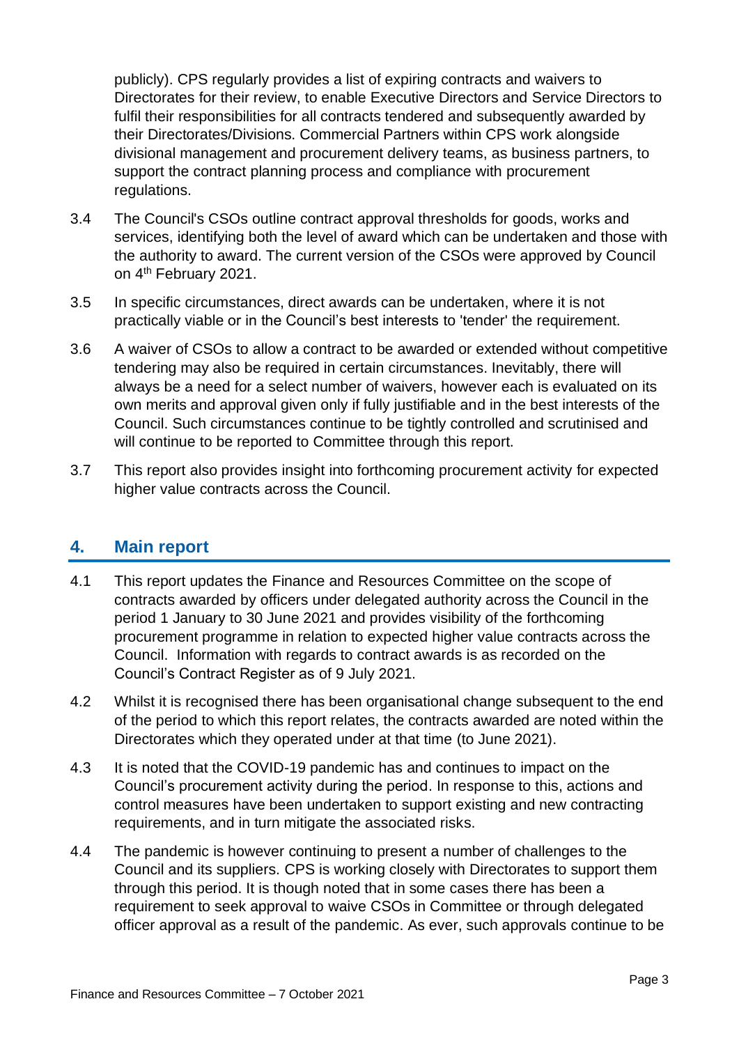publicly). CPS regularly provides a list of expiring contracts and waivers to Directorates for their review, to enable Executive Directors and Service Directors to fulfil their responsibilities for all contracts tendered and subsequently awarded by their Directorates/Divisions. Commercial Partners within CPS work alongside divisional management and procurement delivery teams, as business partners, to support the contract planning process and compliance with procurement regulations.

3.4 The Council's CSOs outline contract approval thresholds for goods, works and services, identifying both the level of award which can be undertaken and those with the authority to award. The current version of the CSOs were approved by Council on 4th February 2021.

3.5 In specific circumstances, direct awards can be undertaken, where it is not practically viable or in the Council's best interests to 'tender' the requirement.

3.6 A waiver of CSOs to allow a contract to be awarded or extended without competitive tendering may also be required in certain circumstances. Inevitably, there will always be a need for a select number of waivers, however each is evaluated on its own merits and approval given only if fully justifiable and in the best interests of the Council. Such circumstances continue to be tightly controlled and scrutinised and will continue to be reported to Committee through this report.

3.7 This report also provides insight into forthcoming procurement activity for expected higher value contracts across the Council.

## 4. Main report

4.1 This report updates the Finance and Resources Committee on the scope of contracts awarded by officers under delegated authority across the Council in the period 1 January to 30 June 2021 and provides visibility of the forthcoming procurement programme in relation to expected higher value contracts across the Council. Information with regards to contract awards is as recorded on the Council's Contract Register as of 9 July 2021.

4.2 Whilst it is recognised there has been organisational change subsequent to the end of the period to which this report relates, the contracts awarded are noted within the Directorates which they operated under at that time (to June 2021).

4.3 It is noted that the COVID-19 pandemic has and continues to impact on the Council's procurement activity during the period. In response to this, actions and control measures have been undertaken to support existing and new contracting requirements, and in turn mitigate the associated risks.

4.4 The pandemic is however continuing to present a number of challenges to the Council and its suppliers. CPS is working closely with Directorates to support them through this period. It is though noted that in some cases there has been a requirement to seek approval to waive CSOs in Committee or through delegated officer approval as a result of the pandemic. As ever, such approvals continue to be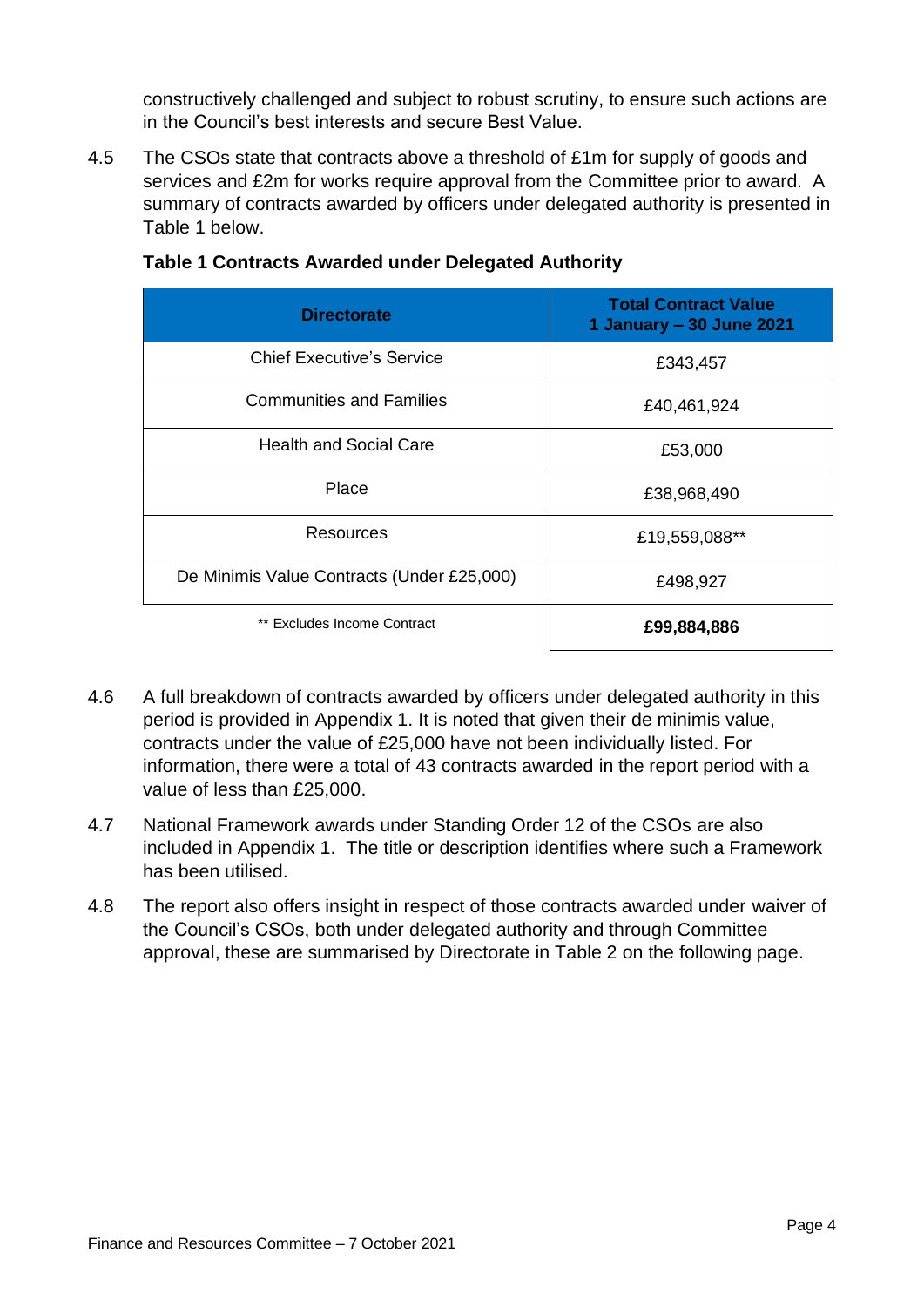constructively challenged and subject to robust scrutiny, to ensure such actions are in the Council's best interests and secure Best Value.

4.5 The CSOs state that contracts above a threshold of £1m for supply of goods and services and £2m for works require approval from the Committee prior to award. A summary of contracts awarded by officers under delegated authority is presented in Table 1 below.

**Table 1 Contracts Awarded under Delegated Authority**

| Directorate | Total Contract Value 1 January – 30 June 2021 |
|---|---|
| Chief Executive's Service | £343,457 |
| Communities and Families | £40,461,924 |
| Health and Social Care | £53,000 |
| Place | £38,968,490 |
| Resources | £19,559,088** |
| De Minimis Value Contracts (Under £25,000) | £498,927 |
| ** Excludes Income Contract | **£99,884,886** |

4.6 A full breakdown of contracts awarded by officers under delegated authority in this period is provided in Appendix 1. It is noted that given their de minimis value, contracts under the value of £25,000 have not been individually listed. For information, there were a total of 43 contracts awarded in the report period with a value of less than £25,000.

4.7 National Framework awards under Standing Order 12 of the CSOs are also included in Appendix 1. The title or description identifies where such a Framework has been utilised.

4.8 The report also offers insight in respect of those contracts awarded under waiver of the Council's CSOs, both under delegated authority and through Committee approval, these are summarised by Directorate in Table 2 on the following page.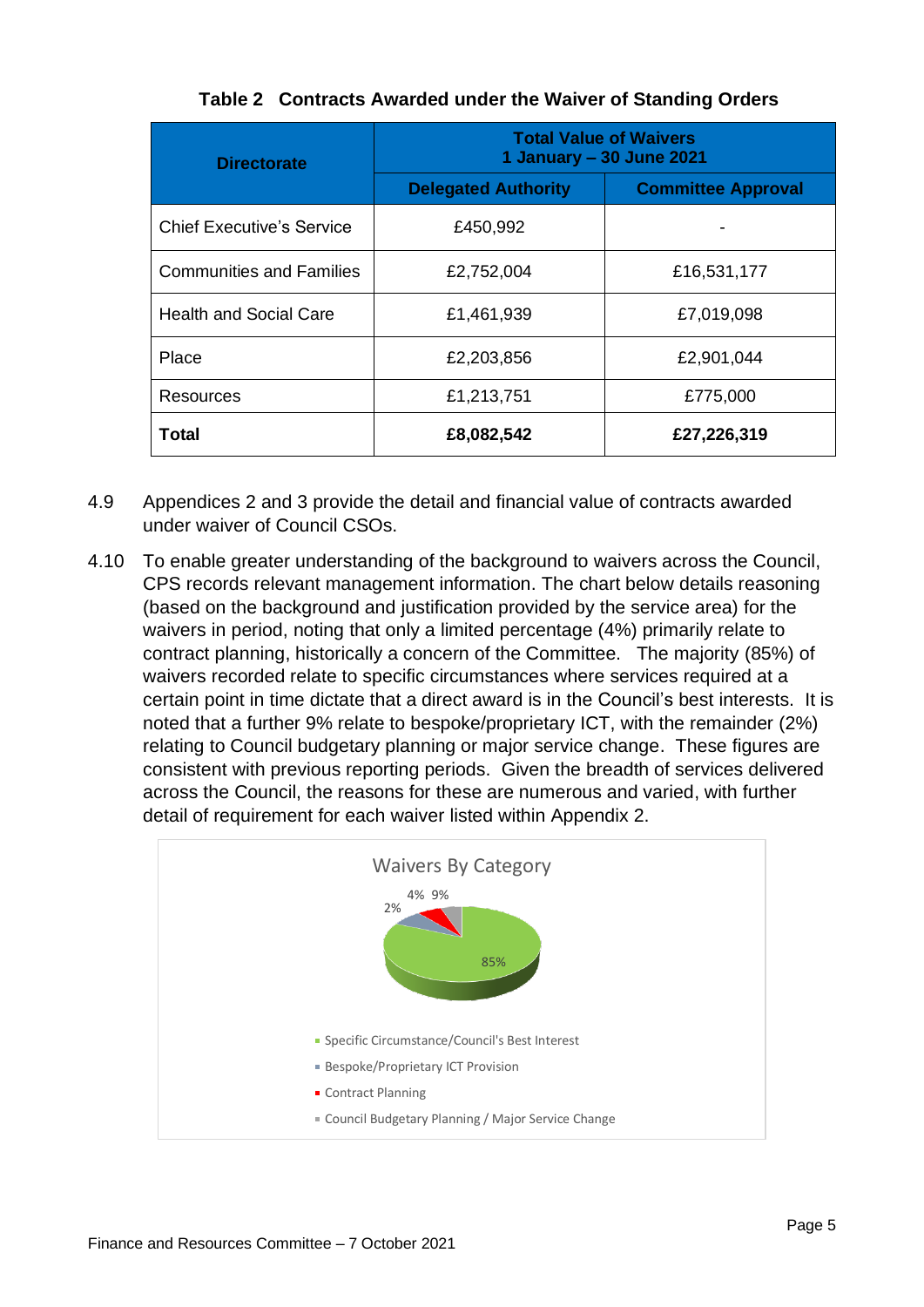**Table 2 Contracts Awarded under the Waiver of Standing Orders**

| Directorate | Total Value of Waivers 1 January – 30 June 2021 | |
|---|---|---|
| | Delegated Authority | Committee Approval |
| Chief Executive's Service | £450,992 | - |
| Communities and Families | £2,752,004 | £16,531,177 |
| Health and Social Care | £1,461,939 | £7,019,098 |
| Place | £2,203,856 | £2,901,044 |
| Resources | £1,213,751 | £775,000 |
| **Total** | **£8,082,542** | **£27,226,319** |

4.9 Appendices 2 and 3 provide the detail and financial value of contracts awarded under waiver of Council CSOs.

4.10 To enable greater understanding of the background to waivers across the Council, CPS records relevant management information. The chart below details reasoning (based on the background and justification provided by the service area) for the waivers in period, noting that only a limited percentage (4%) primarily relate to contract planning, historically a concern of the Committee. The majority (85%) of waivers recorded relate to specific circumstances where services required at a certain point in time dictate that a direct award is in the Council's best interests. It is noted that a further 9% relate to bespoke/proprietary ICT, with the remainder (2%) relating to Council budgetary planning or major service change. These figures are consistent with previous reporting periods. Given the breadth of services delivered across the Council, the reasons for these are numerous and varied, with further detail of requirement for each waiver listed within Appendix 2.

Waivers By Category

- Specific Circumstance/Council's Best Interest: 85%
- Bespoke/Proprietary ICT Provision
- Contract Planning: 4%
- Council Budgetary Planning / Major Service Change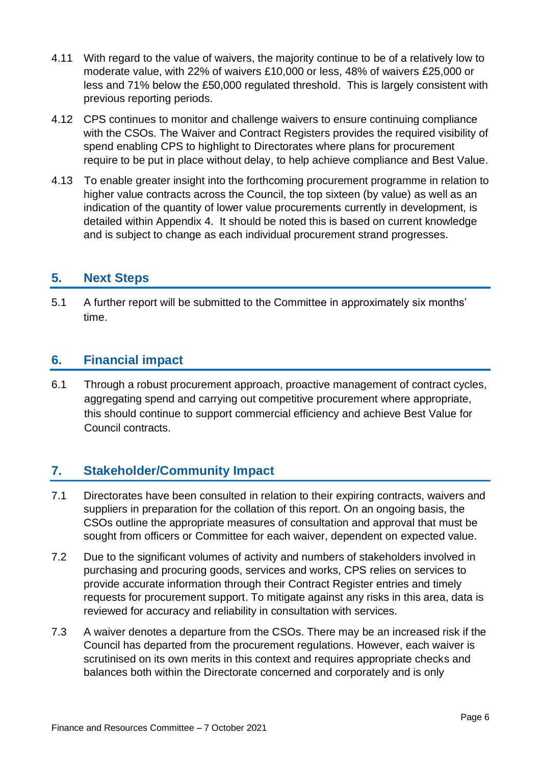4.11 With regard to the value of waivers, the majority continue to be of a relatively low to moderate value, with 22% of waivers £10,000 or less, 48% of waivers £25,000 or less and 71% below the £50,000 regulated threshold. This is largely consistent with previous reporting periods.

4.12 CPS continues to monitor and challenge waivers to ensure continuing compliance with the CSOs. The Waiver and Contract Registers provides the required visibility of spend enabling CPS to highlight to Directorates where plans for procurement require to be put in place without delay, to help achieve compliance and Best Value.

4.13 To enable greater insight into the forthcoming procurement programme in relation to higher value contracts across the Council, the top sixteen (by value) as well as an indication of the quantity of lower value procurements currently in development, is detailed within Appendix 4. It should be noted this is based on current knowledge and is subject to change as each individual procurement strand progresses.

## 5. Next Steps

5.1 A further report will be submitted to the Committee in approximately six months' time.

## 6. Financial impact

6.1 Through a robust procurement approach, proactive management of contract cycles, aggregating spend and carrying out competitive procurement where appropriate, this should continue to support commercial efficiency and achieve Best Value for Council contracts.

## 7. Stakeholder/Community Impact

7.1 Directorates have been consulted in relation to their expiring contracts, waivers and suppliers in preparation for the collation of this report. On an ongoing basis, the CSOs outline the appropriate measures of consultation and approval that must be sought from officers or Committee for each waiver, dependent on expected value.

7.2 Due to the significant volumes of activity and numbers of stakeholders involved in purchasing and procuring goods, services and works, CPS relies on services to provide accurate information through their Contract Register entries and timely requests for procurement support. To mitigate against any risks in this area, data is reviewed for accuracy and reliability in consultation with services.

7.3 A waiver denotes a departure from the CSOs. There may be an increased risk if the Council has departed from the procurement regulations. However, each waiver is scrutinised on its own merits in this context and requires appropriate checks and balances both within the Directorate concerned and corporately and is only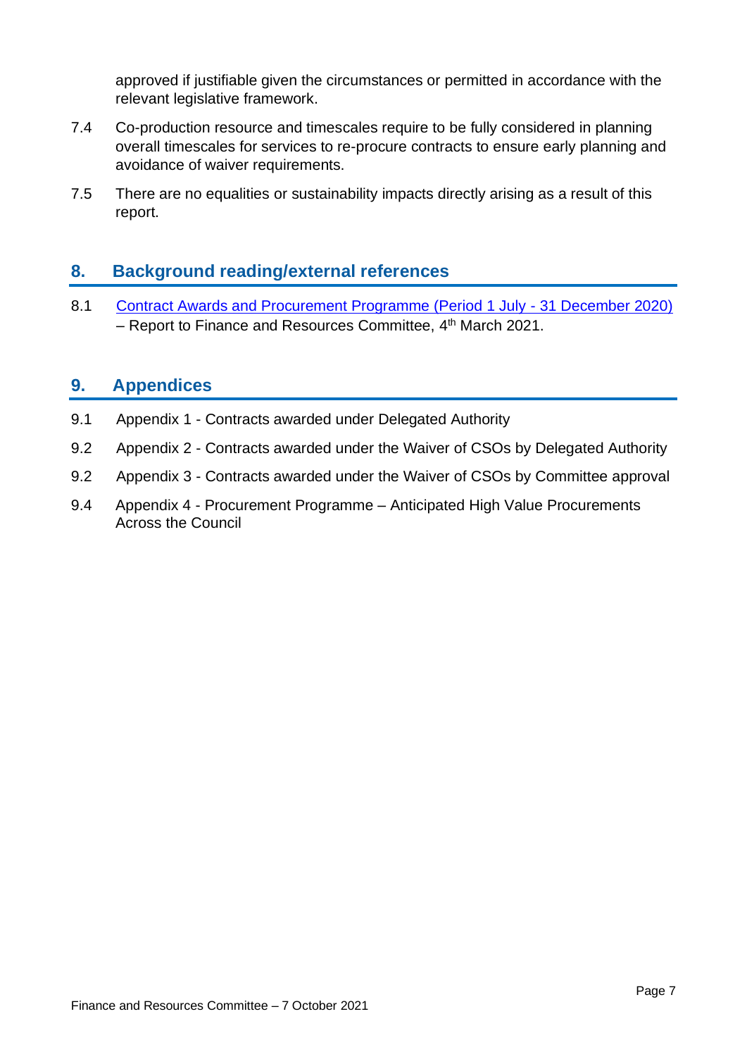approved if justifiable given the circumstances or permitted in accordance with the relevant legislative framework.

7.4 Co-production resource and timescales require to be fully considered in planning overall timescales for services to re-procure contracts to ensure early planning and avoidance of waiver requirements.

7.5 There are no equalities or sustainability impacts directly arising as a result of this report.

## 8. Background reading/external references

8.1 [Contract Awards and Procurement Programme (Period 1 July - 31 December 2020)] – Report to Finance and Resources Committee, 4th March 2021.

## 9. Appendices

9.1 Appendix 1 - Contracts awarded under Delegated Authority

9.2 Appendix 2 - Contracts awarded under the Waiver of CSOs by Delegated Authority

9.2 Appendix 3 - Contracts awarded under the Waiver of CSOs by Committee approval

9.4 Appendix 4 - Procurement Programme – Anticipated High Value Procurements Across the Council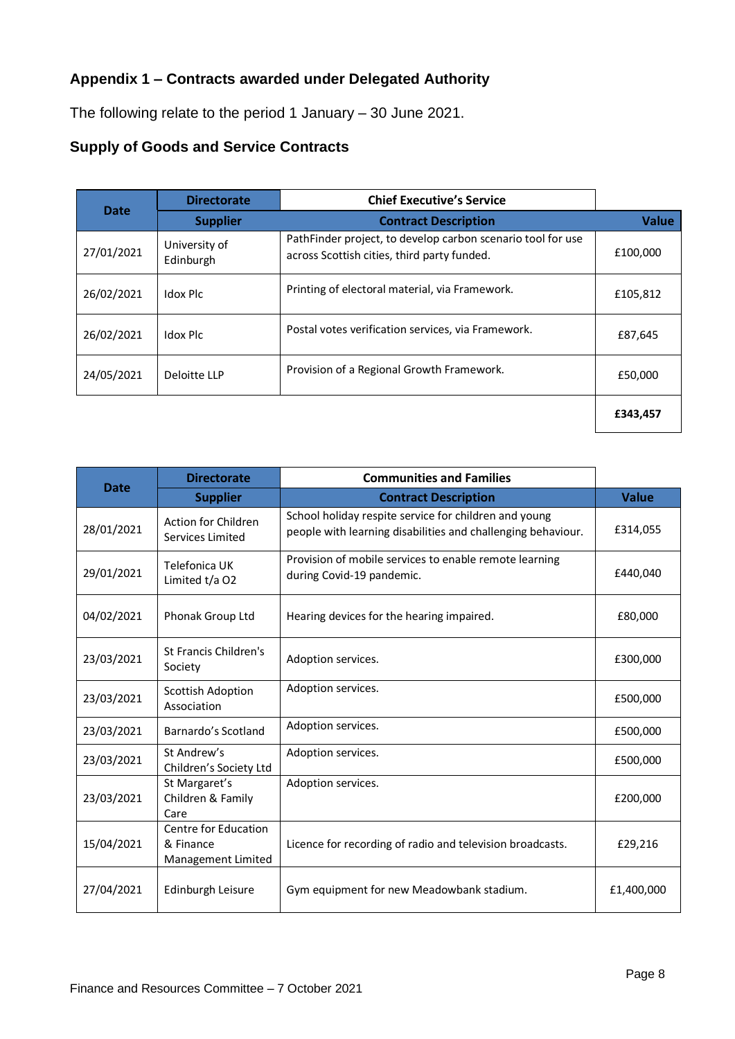## Appendix 1 – Contracts awarded under Delegated Authority

The following relate to the period 1 January – 30 June 2021.

### Supply of Goods and Service Contracts

| Date | Directorate | Chief Executive's Service | |
|---|---|---|---|
| | **Supplier** | **Contract Description** | **Value** |
| 27/01/2021 | University of Edinburgh | PathFinder project, to develop carbon scenario tool for use across Scottish cities, third party funded. | £100,000 |
| 26/02/2021 | Idox Plc | Printing of electoral material, via Framework. | £105,812 |
| 26/02/2021 | Idox Plc | Postal votes verification services, via Framework. | £87,645 |
| 24/05/2021 | Deloitte LLP | Provision of a Regional Growth Framework. | £50,000 |
| | | | **£343,457** |

| Date | Directorate | Communities and Families | |
|---|---|---|---|
| | **Supplier** | **Contract Description** | **Value** |
| 28/01/2021 | Action for Children Services Limited | School holiday respite service for children and young people with learning disabilities and challenging behaviour. | £314,055 |
| 29/01/2021 | Telefonica UK Limited t/a O2 | Provision of mobile services to enable remote learning during Covid-19 pandemic. | £440,040 |
| 04/02/2021 | Phonak Group Ltd | Hearing devices for the hearing impaired. | £80,000 |
| 23/03/2021 | St Francis Children's Society | Adoption services. | £300,000 |
| 23/03/2021 | Scottish Adoption Association | Adoption services. | £500,000 |
| 23/03/2021 | Barnardo's Scotland | Adoption services. | £500,000 |
| 23/03/2021 | St Andrew's Children's Society Ltd | Adoption services. | £500,000 |
| 23/03/2021 | St Margaret's Children & Family Care | Adoption services. | £200,000 |
| 15/04/2021 | Centre for Education & Finance Management Limited | Licence for recording of radio and television broadcasts. | £29,216 |
| 27/04/2021 | Edinburgh Leisure | Gym equipment for new Meadowbank stadium. | £1,400,000 |

Finance and Resources Committee – 7 October 2021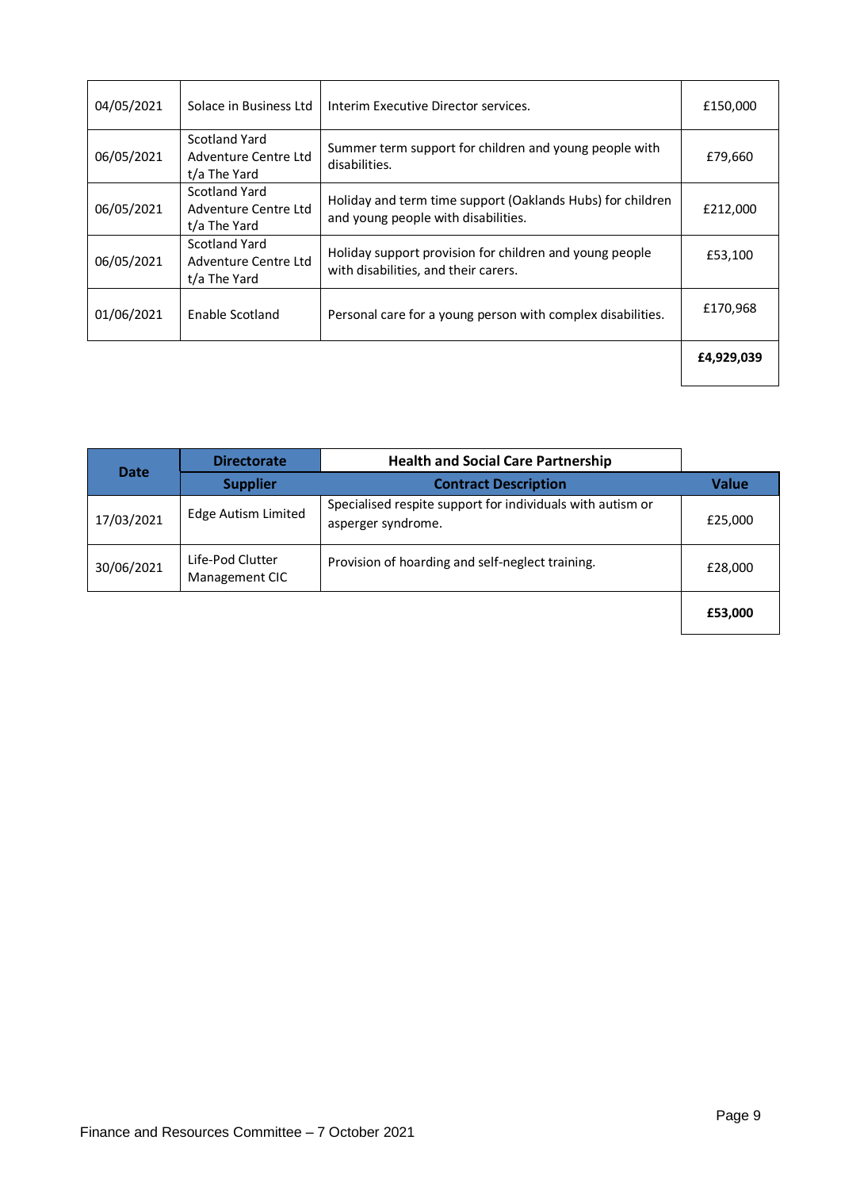| | | | |
|---|---|---|---|
| 04/05/2021 | Solace in Business Ltd | Interim Executive Director services. | £150,000 |
| 06/05/2021 | Scotland Yard Adventure Centre Ltd t/a The Yard | Summer term support for children and young people with disabilities. | £79,660 |
| 06/05/2021 | Scotland Yard Adventure Centre Ltd t/a The Yard | Holiday and term time support (Oaklands Hubs) for children and young people with disabilities. | £212,000 |
| 06/05/2021 | Scotland Yard Adventure Centre Ltd t/a The Yard | Holiday support provision for children and young people with disabilities, and their carers. | £53,100 |
| 01/06/2021 | Enable Scotland | Personal care for a young person with complex disabilities. | £170,968 |
| | | | **£4,929,039** |

| Date | Directorate | Health and Social Care Partnership | |
|---|---|---|---|
| | **Supplier** | **Contract Description** | **Value** |
| 17/03/2021 | Edge Autism Limited | Specialised respite support for individuals with autism or asperger syndrome. | £25,000 |
| 30/06/2021 | Life-Pod Clutter Management CIC | Provision of hoarding and self-neglect training. | £28,000 |
| | | | **£53,000** |

Finance and Resources Committee – 7 October 2021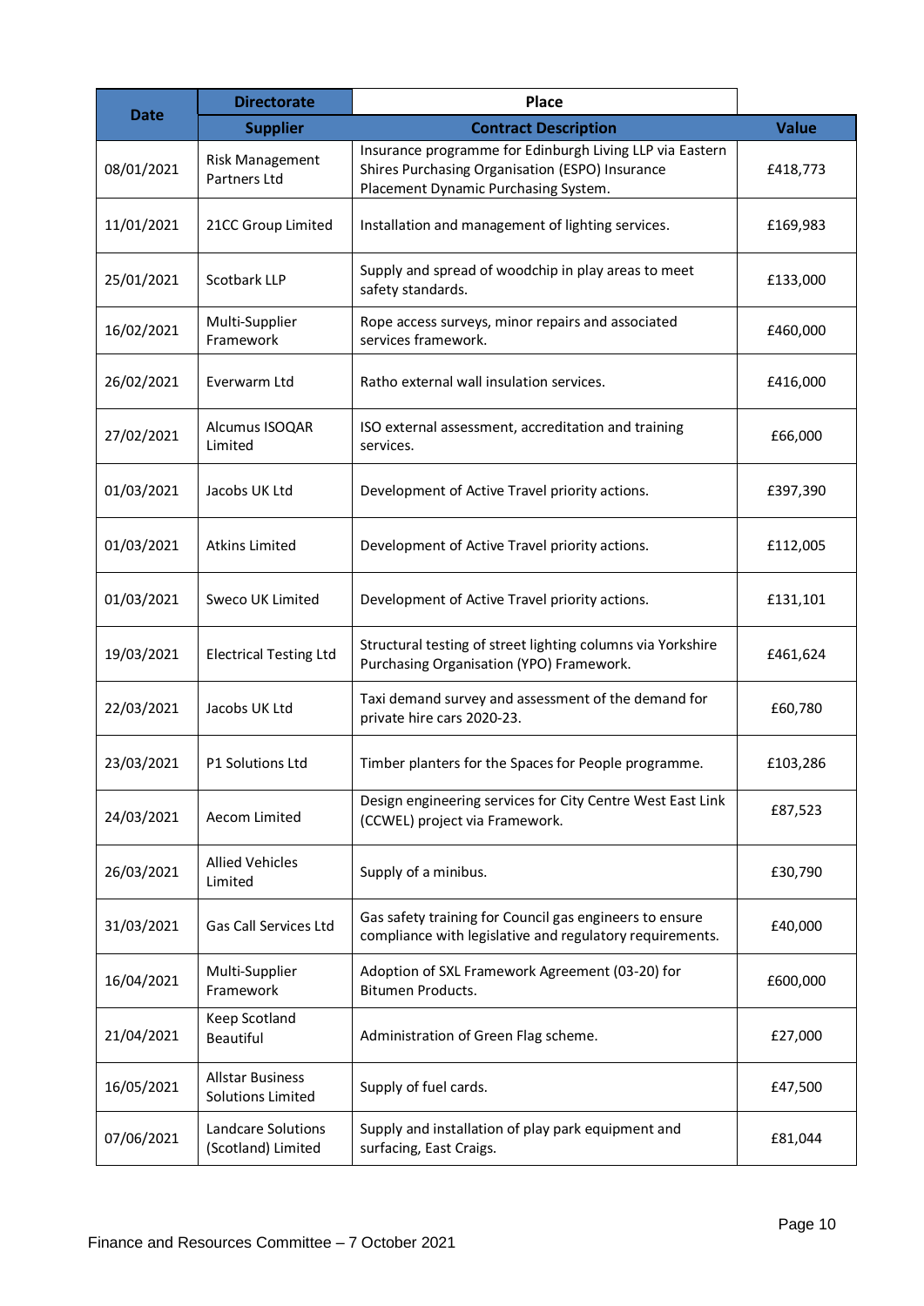| Date | Directorate | Place | |
|---|---|---|---|
| | **Supplier** | **Contract Description** | **Value** |
| 08/01/2021 | Risk Management Partners Ltd | Insurance programme for Edinburgh Living LLP via Eastern Shires Purchasing Organisation (ESPO) Insurance Placement Dynamic Purchasing System. | £418,773 |
| 11/01/2021 | 21CC Group Limited | Installation and management of lighting services. | £169,983 |
| 25/01/2021 | Scotbark LLP | Supply and spread of woodchip in play areas to meet safety standards. | £133,000 |
| 16/02/2021 | Multi-Supplier Framework | Rope access surveys, minor repairs and associated services framework. | £460,000 |
| 26/02/2021 | Everwarm Ltd | Ratho external wall insulation services. | £416,000 |
| 27/02/2021 | Alcumus ISOQAR Limited | ISO external assessment, accreditation and training services. | £66,000 |
| 01/03/2021 | Jacobs UK Ltd | Development of Active Travel priority actions. | £397,390 |
| 01/03/2021 | Atkins Limited | Development of Active Travel priority actions. | £112,005 |
| 01/03/2021 | Sweco UK Limited | Development of Active Travel priority actions. | £131,101 |
| 19/03/2021 | Electrical Testing Ltd | Structural testing of street lighting columns via Yorkshire Purchasing Organisation (YPO) Framework. | £461,624 |
| 22/03/2021 | Jacobs UK Ltd | Taxi demand survey and assessment of the demand for private hire cars 2020-23. | £60,780 |
| 23/03/2021 | P1 Solutions Ltd | Timber planters for the Spaces for People programme. | £103,286 |
| 24/03/2021 | Aecom Limited | Design engineering services for City Centre West East Link (CCWEL) project via Framework. | £87,523 |
| 26/03/2021 | Allied Vehicles Limited | Supply of a minibus. | £30,790 |
| 31/03/2021 | Gas Call Services Ltd | Gas safety training for Council gas engineers to ensure compliance with legislative and regulatory requirements. | £40,000 |
| 16/04/2021 | Multi-Supplier Framework | Adoption of SXL Framework Agreement (03-20) for Bitumen Products. | £600,000 |
| 21/04/2021 | Keep Scotland Beautiful | Administration of Green Flag scheme. | £27,000 |
| 16/05/2021 | Allstar Business Solutions Limited | Supply of fuel cards. | £47,500 |
| 07/06/2021 | Landcare Solutions (Scotland) Limited | Supply and installation of play park equipment and surfacing, East Craigs. | £81,044 |

Finance and Resources Committee – 7 October 2021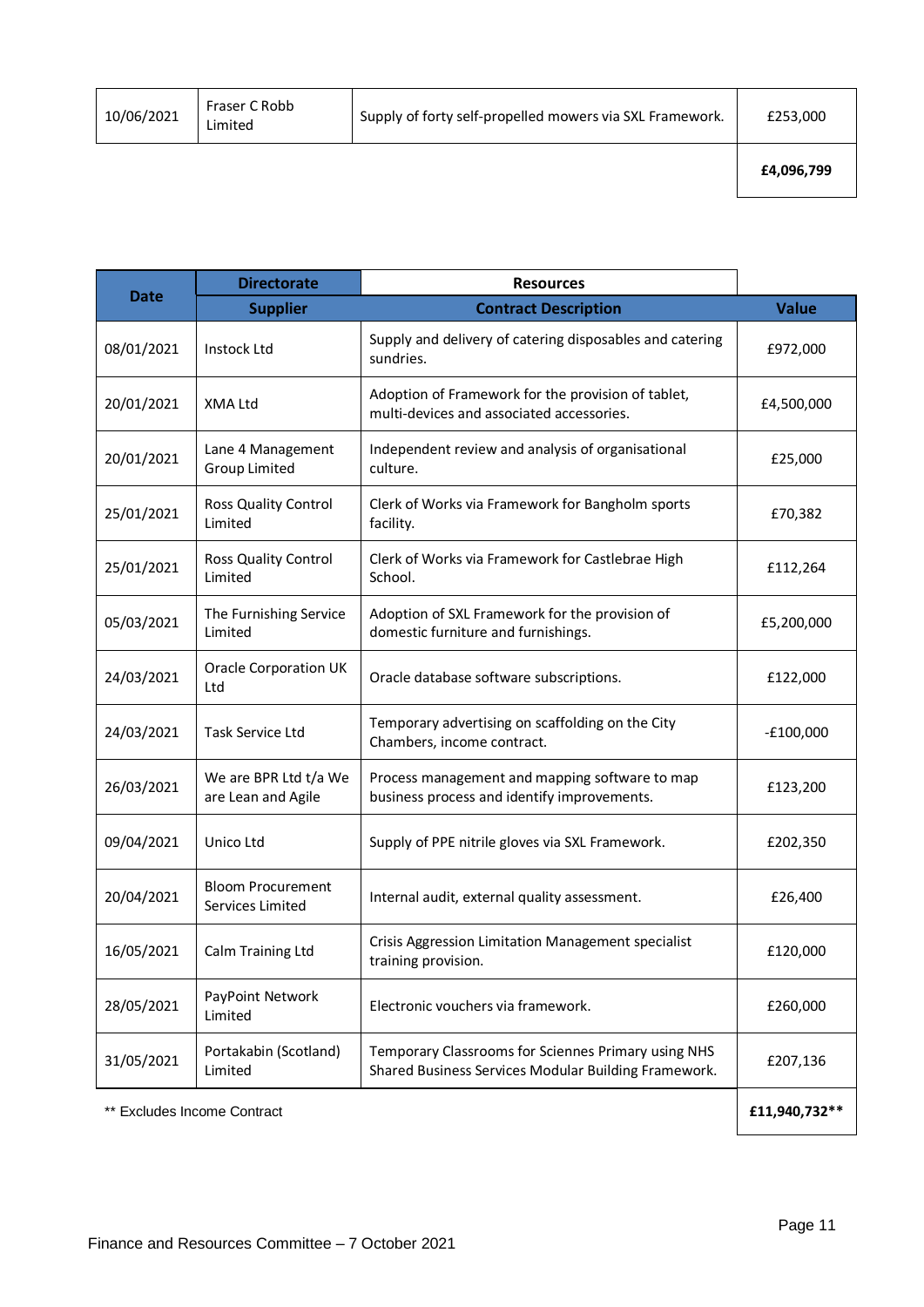| | | | |
|---|---|---|---|
| 10/06/2021 | Fraser C Robb Limited | Supply of forty self-propelled mowers via SXL Framework. | £253,000 |
| | | | **£4,096,799** |

| Date | Directorate | Resources | |
|---|---|---|---|
| | **Supplier** | **Contract Description** | **Value** |
| 08/01/2021 | Instock Ltd | Supply and delivery of catering disposables and catering sundries. | £972,000 |
| 20/01/2021 | XMA Ltd | Adoption of Framework for the provision of tablet, multi-devices and associated accessories. | £4,500,000 |
| 20/01/2021 | Lane 4 Management Group Limited | Independent review and analysis of organisational culture. | £25,000 |
| 25/01/2021 | Ross Quality Control Limited | Clerk of Works via Framework for Bangholm sports facility. | £70,382 |
| 25/01/2021 | Ross Quality Control Limited | Clerk of Works via Framework for Castlebrae High School. | £112,264 |
| 05/03/2021 | The Furnishing Service Limited | Adoption of SXL Framework for the provision of domestic furniture and furnishings. | £5,200,000 |
| 24/03/2021 | Oracle Corporation UK Ltd | Oracle database software subscriptions. | £122,000 |
| 24/03/2021 | Task Service Ltd | Temporary advertising on scaffolding on the City Chambers, income contract. | -£100,000 |
| 26/03/2021 | We are BPR Ltd t/a We are Lean and Agile | Process management and mapping software to map business process and identify improvements. | £123,200 |
| 09/04/2021 | Unico Ltd | Supply of PPE nitrile gloves via SXL Framework. | £202,350 |
| 20/04/2021 | Bloom Procurement Services Limited | Internal audit, external quality assessment. | £26,400 |
| 16/05/2021 | Calm Training Ltd | Crisis Aggression Limitation Management specialist training provision. | £120,000 |
| 28/05/2021 | PayPoint Network Limited | Electronic vouchers via framework. | £260,000 |
| 31/05/2021 | Portakabin (Scotland) Limited | Temporary Classrooms for Sciennes Primary using NHS Shared Business Services Modular Building Framework. | £207,136 |
| ** Excludes Income Contract | | | **£11,940,732**** |

Finance and Resources Committee – 7 October 2021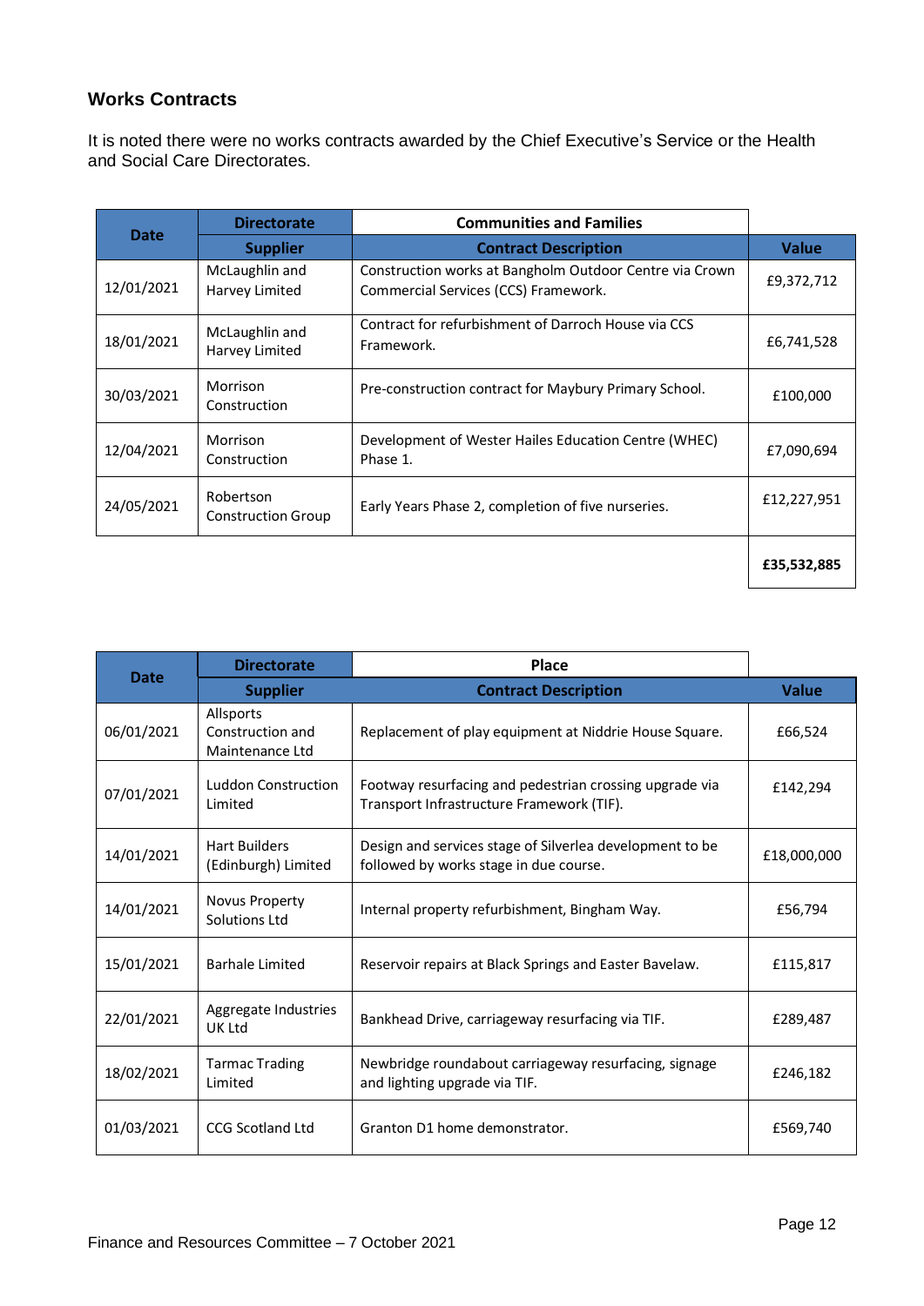## Works Contracts

It is noted there were no works contracts awarded by the Chief Executive's Service or the Health and Social Care Directorates.

| Date | Directorate | Communities and Families | |
|---|---|---|---|
| | **Supplier** | **Contract Description** | **Value** |
| 12/01/2021 | McLaughlin and Harvey Limited | Construction works at Bangholm Outdoor Centre via Crown Commercial Services (CCS) Framework. | £9,372,712 |
| 18/01/2021 | McLaughlin and Harvey Limited | Contract for refurbishment of Darroch House via CCS Framework. | £6,741,528 |
| 30/03/2021 | Morrison Construction | Pre-construction contract for Maybury Primary School. | £100,000 |
| 12/04/2021 | Morrison Construction | Development of Wester Hailes Education Centre (WHEC) Phase 1. | £7,090,694 |
| 24/05/2021 | Robertson Construction Group | Early Years Phase 2, completion of five nurseries. | £12,227,951 |
| | | | **£35,532,885** |

| Date | Directorate | Place | |
|---|---|---|---|
| | **Supplier** | **Contract Description** | **Value** |
| 06/01/2021 | Allsports Construction and Maintenance Ltd | Replacement of play equipment at Niddrie House Square. | £66,524 |
| 07/01/2021 | Luddon Construction Limited | Footway resurfacing and pedestrian crossing upgrade via Transport Infrastructure Framework (TIF). | £142,294 |
| 14/01/2021 | Hart Builders (Edinburgh) Limited | Design and services stage of Silverlea development to be followed by works stage in due course. | £18,000,000 |
| 14/01/2021 | Novus Property Solutions Ltd | Internal property refurbishment, Bingham Way. | £56,794 |
| 15/01/2021 | Barhale Limited | Reservoir repairs at Black Springs and Easter Bavelaw. | £115,817 |
| 22/01/2021 | Aggregate Industries UK Ltd | Bankhead Drive, carriageway resurfacing via TIF. | £289,487 |
| 18/02/2021 | Tarmac Trading Limited | Newbridge roundabout carriageway resurfacing, signage and lighting upgrade via TIF. | £246,182 |
| 01/03/2021 | CCG Scotland Ltd | Granton D1 home demonstrator. | £569,740 |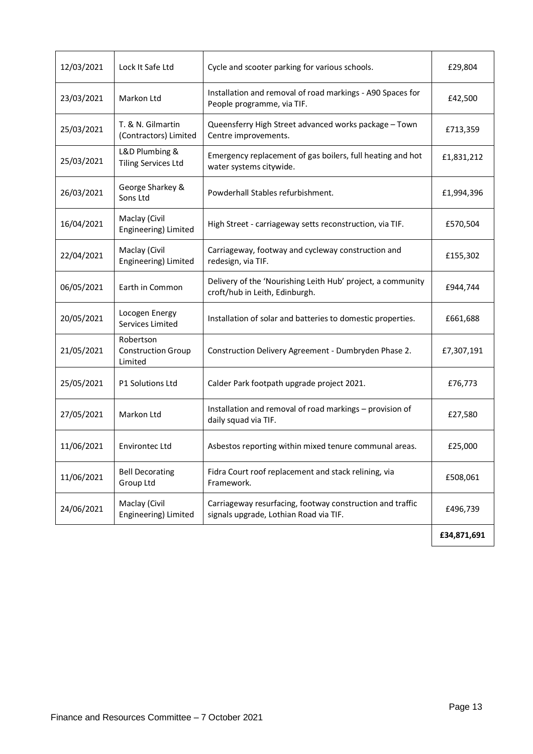| | | | |
|---|---|---|---|
| 12/03/2021 | Lock It Safe Ltd | Cycle and scooter parking for various schools. | £29,804 |
| 23/03/2021 | Markon Ltd | Installation and removal of road markings - A90 Spaces for People programme, via TIF. | £42,500 |
| 25/03/2021 | T. & N. Gilmartin (Contractors) Limited | Queensferry High Street advanced works package – Town Centre improvements. | £713,359 |
| 25/03/2021 | L&D Plumbing & Tiling Services Ltd | Emergency replacement of gas boilers, full heating and hot water systems citywide. | £1,831,212 |
| 26/03/2021 | George Sharkey & Sons Ltd | Powderhall Stables refurbishment. | £1,994,396 |
| 16/04/2021 | Maclay (Civil Engineering) Limited | High Street - carriageway setts reconstruction, via TIF. | £570,504 |
| 22/04/2021 | Maclay (Civil Engineering) Limited | Carriageway, footway and cycleway construction and redesign, via TIF. | £155,302 |
| 06/05/2021 | Earth in Common | Delivery of the 'Nourishing Leith Hub' project, a community croft/hub in Leith, Edinburgh. | £944,744 |
| 20/05/2021 | Locogen Energy Services Limited | Installation of solar and batteries to domestic properties. | £661,688 |
| 21/05/2021 | Robertson Construction Group Limited | Construction Delivery Agreement - Dumbryden Phase 2. | £7,307,191 |
| 25/05/2021 | P1 Solutions Ltd | Calder Park footpath upgrade project 2021. | £76,773 |
| 27/05/2021 | Markon Ltd | Installation and removal of road markings – provision of daily squad via TIF. | £27,580 |
| 11/06/2021 | Environtec Ltd | Asbestos reporting within mixed tenure communal areas. | £25,000 |
| 11/06/2021 | Bell Decorating Group Ltd | Fidra Court roof replacement and stack relining, via Framework. | £508,061 |
| 24/06/2021 | Maclay (Civil Engineering) Limited | Carriageway resurfacing, footway construction and traffic signals upgrade, Lothian Road via TIF. | £496,739 |
| | | | **£34,871,691** |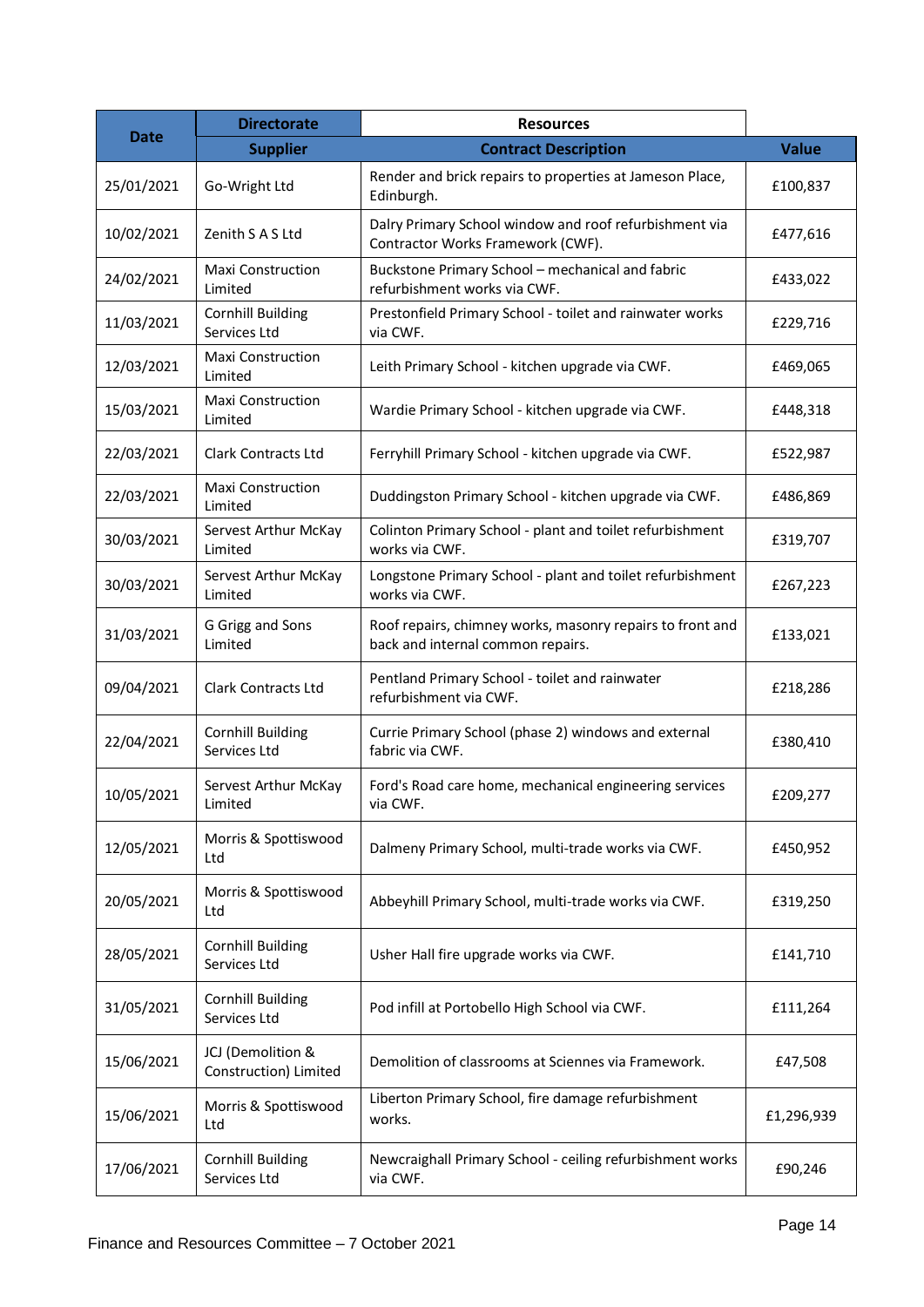| Date | Directorate | Resources | |
|---|---|---|---|
| | **Supplier** | **Contract Description** | **Value** |
| 25/01/2021 | Go-Wright Ltd | Render and brick repairs to properties at Jameson Place, Edinburgh. | £100,837 |
| 10/02/2021 | Zenith S A S Ltd | Dalry Primary School window and roof refurbishment via Contractor Works Framework (CWF). | £477,616 |
| 24/02/2021 | Maxi Construction Limited | Buckstone Primary School – mechanical and fabric refurbishment works via CWF. | £433,022 |
| 11/03/2021 | Cornhill Building Services Ltd | Prestonfield Primary School - toilet and rainwater works via CWF. | £229,716 |
| 12/03/2021 | Maxi Construction Limited | Leith Primary School - kitchen upgrade via CWF. | £469,065 |
| 15/03/2021 | Maxi Construction Limited | Wardie Primary School - kitchen upgrade via CWF. | £448,318 |
| 22/03/2021 | Clark Contracts Ltd | Ferryhill Primary School - kitchen upgrade via CWF. | £522,987 |
| 22/03/2021 | Maxi Construction Limited | Duddingston Primary School - kitchen upgrade via CWF. | £486,869 |
| 30/03/2021 | Servest Arthur McKay Limited | Colinton Primary School - plant and toilet refurbishment works via CWF. | £319,707 |
| 30/03/2021 | Servest Arthur McKay Limited | Longstone Primary School - plant and toilet refurbishment works via CWF. | £267,223 |
| 31/03/2021 | G Grigg and Sons Limited | Roof repairs, chimney works, masonry repairs to front and back and internal common repairs. | £133,021 |
| 09/04/2021 | Clark Contracts Ltd | Pentland Primary School - toilet and rainwater refurbishment via CWF. | £218,286 |
| 22/04/2021 | Cornhill Building Services Ltd | Currie Primary School (phase 2) windows and external fabric via CWF. | £380,410 |
| 10/05/2021 | Servest Arthur McKay Limited | Ford's Road care home, mechanical engineering services via CWF. | £209,277 |
| 12/05/2021 | Morris & Spottiswood Ltd | Dalmeny Primary School, multi-trade works via CWF. | £450,952 |
| 20/05/2021 | Morris & Spottiswood Ltd | Abbeyhill Primary School, multi-trade works via CWF. | £319,250 |
| 28/05/2021 | Cornhill Building Services Ltd | Usher Hall fire upgrade works via CWF. | £141,710 |
| 31/05/2021 | Cornhill Building Services Ltd | Pod infill at Portobello High School via CWF. | £111,264 |
| 15/06/2021 | JCJ (Demolition & Construction) Limited | Demolition of classrooms at Sciennes via Framework. | £47,508 |
| 15/06/2021 | Morris & Spottiswood Ltd | Liberton Primary School, fire damage refurbishment works. | £1,296,939 |
| 17/06/2021 | Cornhill Building Services Ltd | Newcraighall Primary School - ceiling refurbishment works via CWF. | £90,246 |

Finance and Resources Committee – 7 October 2021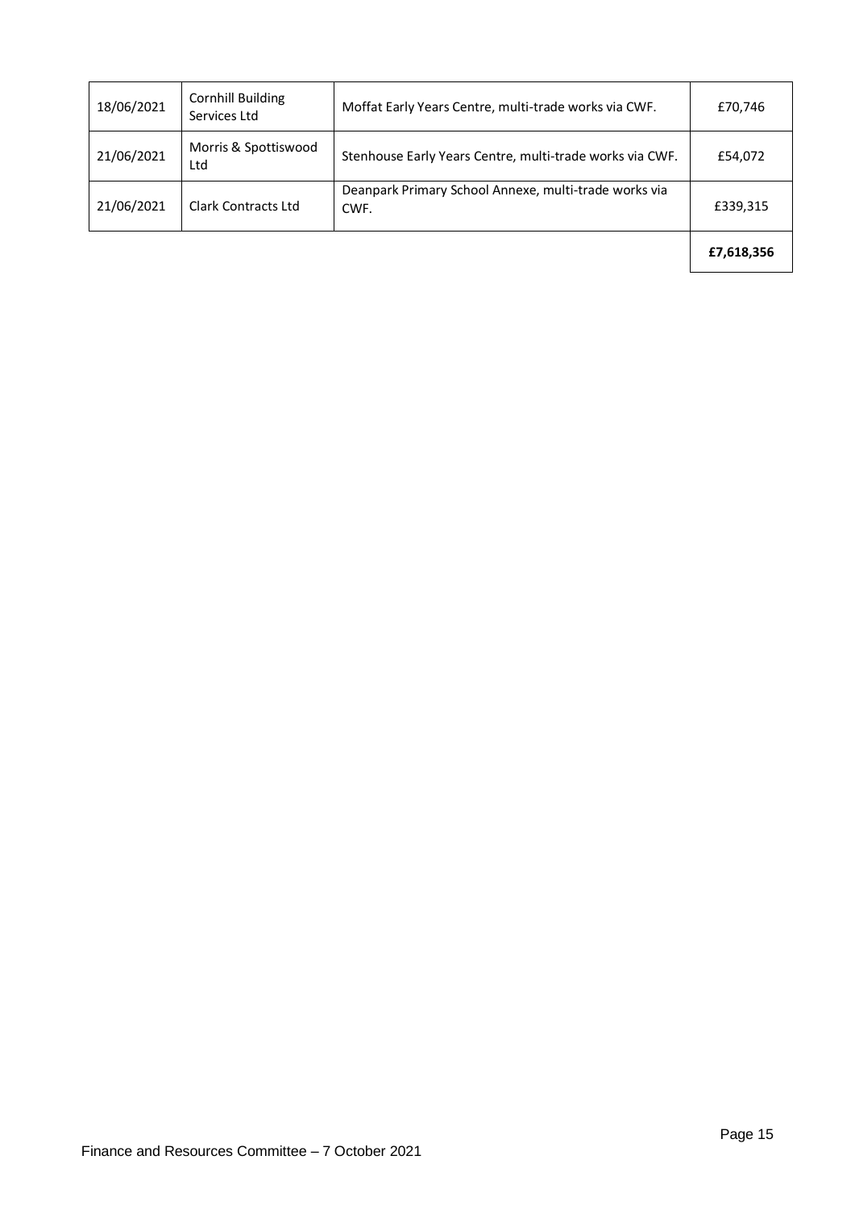| | | | |
|---|---|---|---|
| 18/06/2021 | Cornhill Building Services Ltd | Moffat Early Years Centre, multi-trade works via CWF. | £70,746 |
| 21/06/2021 | Morris & Spottiswood Ltd | Stenhouse Early Years Centre, multi-trade works via CWF. | £54,072 |
| 21/06/2021 | Clark Contracts Ltd | Deanpark Primary School Annexe, multi-trade works via CWF. | £339,315 |
| | | | **£7,618,356** |

Finance and Resources Committee – 7 October 2021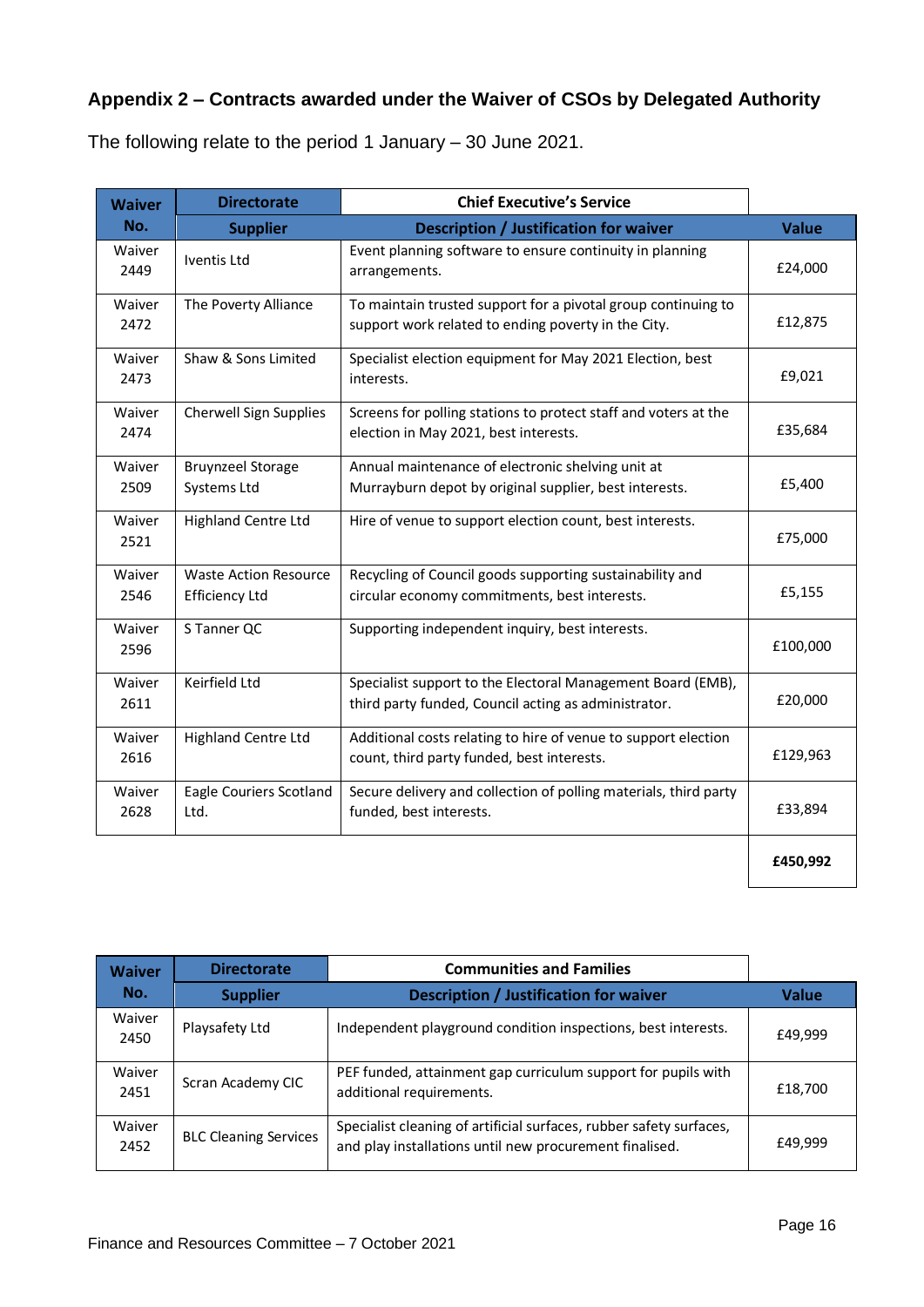## Appendix 2 – Contracts awarded under the Waiver of CSOs by Delegated Authority

The following relate to the period 1 January – 30 June 2021.

| Waiver No. | Directorate | Chief Executive's Service | |
|---|---|---|---|
| | **Supplier** | **Description / Justification for waiver** | **Value** |
| Waiver 2449 | Iventis Ltd | Event planning software to ensure continuity in planning arrangements. | £24,000 |
| Waiver 2472 | The Poverty Alliance | To maintain trusted support for a pivotal group continuing to support work related to ending poverty in the City. | £12,875 |
| Waiver 2473 | Shaw & Sons Limited | Specialist election equipment for May 2021 Election, best interests. | £9,021 |
| Waiver 2474 | Cherwell Sign Supplies | Screens for polling stations to protect staff and voters at the election in May 2021, best interests. | £35,684 |
| Waiver 2509 | Bruynzeel Storage Systems Ltd | Annual maintenance of electronic shelving unit at Murrayburn depot by original supplier, best interests. | £5,400 |
| Waiver 2521 | Highland Centre Ltd | Hire of venue to support election count, best interests. | £75,000 |
| Waiver 2546 | Waste Action Resource Efficiency Ltd | Recycling of Council goods supporting sustainability and circular economy commitments, best interests. | £5,155 |
| Waiver 2596 | S Tanner QC | Supporting independent inquiry, best interests. | £100,000 |
| Waiver 2611 | Keirfield Ltd | Specialist support to the Electoral Management Board (EMB), third party funded, Council acting as administrator. | £20,000 |
| Waiver 2616 | Highland Centre Ltd | Additional costs relating to hire of venue to support election count, third party funded, best interests. | £129,963 |
| Waiver 2628 | Eagle Couriers Scotland Ltd. | Secure delivery and collection of polling materials, third party funded, best interests. | £33,894 |
| | | | **£450,992** |

| Waiver No. | Directorate | Communities and Families | |
|---|---|---|---|
| | **Supplier** | **Description / Justification for waiver** | **Value** |
| Waiver 2450 | Playsafety Ltd | Independent playground condition inspections, best interests. | £49,999 |
| Waiver 2451 | Scran Academy CIC | PEF funded, attainment gap curriculum support for pupils with additional requirements. | £18,700 |
| Waiver 2452 | BLC Cleaning Services | Specialist cleaning of artificial surfaces, rubber safety surfaces, and play installations until new procurement finalised. | £49,999 |

Finance and Resources Committee – 7 October 2021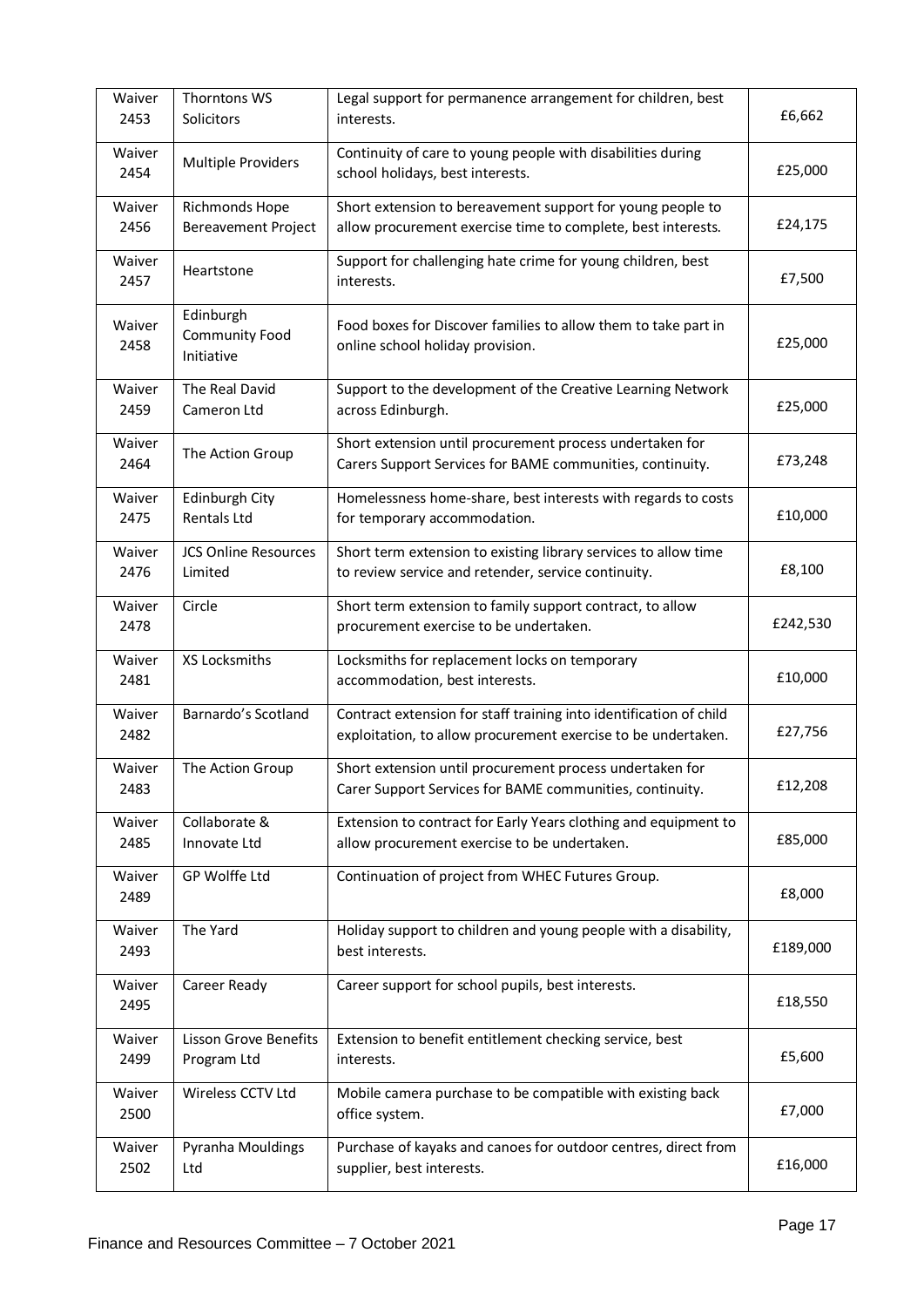| Waiver 2453 | Thorntons WS Solicitors | Legal support for permanence arrangement for children, best interests. | £6,662 |
|---|---|---|---|
| Waiver 2454 | Multiple Providers | Continuity of care to young people with disabilities during school holidays, best interests. | £25,000 |
| Waiver 2456 | Richmonds Hope Bereavement Project | Short extension to bereavement support for young people to allow procurement exercise time to complete, best interests. | £24,175 |
| Waiver 2457 | Heartstone | Support for challenging hate crime for young children, best interests. | £7,500 |
| Waiver 2458 | Edinburgh Community Food Initiative | Food boxes for Discover families to allow them to take part in online school holiday provision. | £25,000 |
| Waiver 2459 | The Real David Cameron Ltd | Support to the development of the Creative Learning Network across Edinburgh. | £25,000 |
| Waiver 2464 | The Action Group | Short extension until procurement process undertaken for Carers Support Services for BAME communities, continuity. | £73,248 |
| Waiver 2475 | Edinburgh City Rentals Ltd | Homelessness home-share, best interests with regards to costs for temporary accommodation. | £10,000 |
| Waiver 2476 | JCS Online Resources Limited | Short term extension to existing library services to allow time to review service and retender, service continuity. | £8,100 |
| Waiver 2478 | Circle | Short term extension to family support contract, to allow procurement exercise to be undertaken. | £242,530 |
| Waiver 2481 | XS Locksmiths | Locksmiths for replacement locks on temporary accommodation, best interests. | £10,000 |
| Waiver 2482 | Barnardo's Scotland | Contract extension for staff training into identification of child exploitation, to allow procurement exercise to be undertaken. | £27,756 |
| Waiver 2483 | The Action Group | Short extension until procurement process undertaken for Carer Support Services for BAME communities, continuity. | £12,208 |
| Waiver 2485 | Collaborate & Innovate Ltd | Extension to contract for Early Years clothing and equipment to allow procurement exercise to be undertaken. | £85,000 |
| Waiver 2489 | GP Wolffe Ltd | Continuation of project from WHEC Futures Group. | £8,000 |
| Waiver 2493 | The Yard | Holiday support to children and young people with a disability, best interests. | £189,000 |
| Waiver 2495 | Career Ready | Career support for school pupils, best interests. | £18,550 |
| Waiver 2499 | Lisson Grove Benefits Program Ltd | Extension to benefit entitlement checking service, best interests. | £5,600 |
| Waiver 2500 | Wireless CCTV Ltd | Mobile camera purchase to be compatible with existing back office system. | £7,000 |
| Waiver 2502 | Pyranha Mouldings Ltd | Purchase of kayaks and canoes for outdoor centres, direct from supplier, best interests. | £16,000 |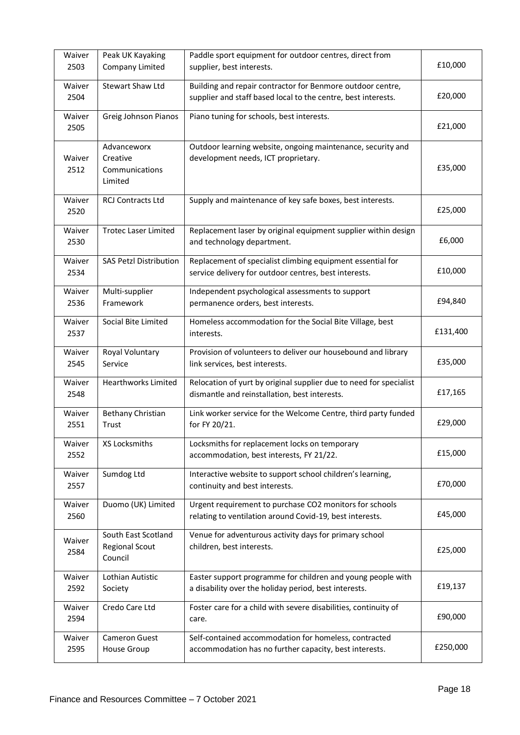| Waiver 2503 | Peak UK Kayaking Company Limited | Paddle sport equipment for outdoor centres, direct from supplier, best interests. | £10,000 |
|---|---|---|---|
| Waiver 2504 | Stewart Shaw Ltd | Building and repair contractor for Benmore outdoor centre, supplier and staff based local to the centre, best interests. | £20,000 |
| Waiver 2505 | Greig Johnson Pianos | Piano tuning for schools, best interests. | £21,000 |
| Waiver 2512 | Advanceworx Creative Communications Limited | Outdoor learning website, ongoing maintenance, security and development needs, ICT proprietary. | £35,000 |
| Waiver 2520 | RCJ Contracts Ltd | Supply and maintenance of key safe boxes, best interests. | £25,000 |
| Waiver 2530 | Trotec Laser Limited | Replacement laser by original equipment supplier within design and technology department. | £6,000 |
| Waiver 2534 | SAS Petzl Distribution | Replacement of specialist climbing equipment essential for service delivery for outdoor centres, best interests. | £10,000 |
| Waiver 2536 | Multi-supplier Framework | Independent psychological assessments to support permanence orders, best interests. | £94,840 |
| Waiver 2537 | Social Bite Limited | Homeless accommodation for the Social Bite Village, best interests. | £131,400 |
| Waiver 2545 | Royal Voluntary Service | Provision of volunteers to deliver our housebound and library link services, best interests. | £35,000 |
| Waiver 2548 | Hearthworks Limited | Relocation of yurt by original supplier due to need for specialist dismantle and reinstallation, best interests. | £17,165 |
| Waiver 2551 | Bethany Christian Trust | Link worker service for the Welcome Centre, third party funded for FY 20/21. | £29,000 |
| Waiver 2552 | XS Locksmiths | Locksmiths for replacement locks on temporary accommodation, best interests, FY 21/22. | £15,000 |
| Waiver 2557 | Sumdog Ltd | Interactive website to support school children's learning, continuity and best interests. | £70,000 |
| Waiver 2560 | Duomo (UK) Limited | Urgent requirement to purchase CO2 monitors for schools relating to ventilation around Covid-19, best interests. | £45,000 |
| Waiver 2584 | South East Scotland Regional Scout Council | Venue for adventurous activity days for primary school children, best interests. | £25,000 |
| Waiver 2592 | Lothian Autistic Society | Easter support programme for children and young people with a disability over the holiday period, best interests. | £19,137 |
| Waiver 2594 | Credo Care Ltd | Foster care for a child with severe disabilities, continuity of care. | £90,000 |
| Waiver 2595 | Cameron Guest House Group | Self-contained accommodation for homeless, contracted accommodation has no further capacity, best interests. | £250,000 |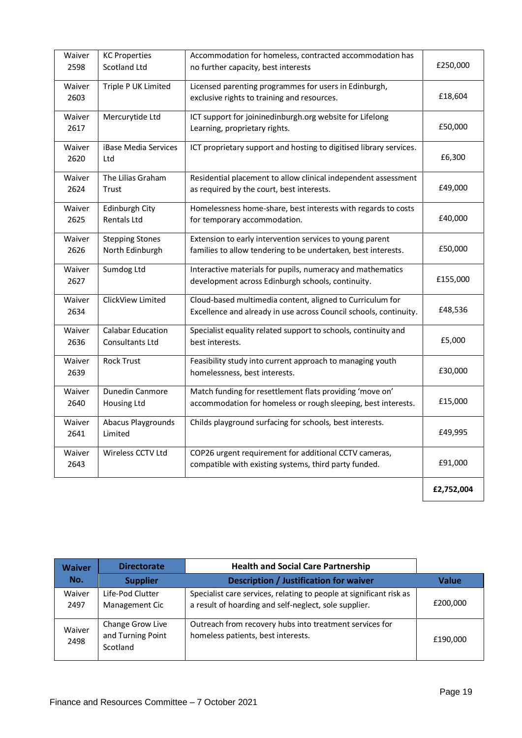| | | | |
|---|---|---|---|
| Waiver 2598 | KC Properties Scotland Ltd | Accommodation for homeless, contracted accommodation has no further capacity, best interests | £250,000 |
| Waiver 2603 | Triple P UK Limited | Licensed parenting programmes for users in Edinburgh, exclusive rights to training and resources. | £18,604 |
| Waiver 2617 | Mercurytide Ltd | ICT support for joininedinburgh.org website for Lifelong Learning, proprietary rights. | £50,000 |
| Waiver 2620 | iBase Media Services Ltd | ICT proprietary support and hosting to digitised library services. | £6,300 |
| Waiver 2624 | The Lilias Graham Trust | Residential placement to allow clinical independent assessment as required by the court, best interests. | £49,000 |
| Waiver 2625 | Edinburgh City Rentals Ltd | Homelessness home-share, best interests with regards to costs for temporary accommodation. | £40,000 |
| Waiver 2626 | Stepping Stones North Edinburgh | Extension to early intervention services to young parent families to allow tendering to be undertaken, best interests. | £50,000 |
| Waiver 2627 | Sumdog Ltd | Interactive materials for pupils, numeracy and mathematics development across Edinburgh schools, continuity. | £155,000 |
| Waiver 2634 | ClickView Limited | Cloud-based multimedia content, aligned to Curriculum for Excellence and already in use across Council schools, continuity. | £48,536 |
| Waiver 2636 | Calabar Education Consultants Ltd | Specialist equality related support to schools, continuity and best interests. | £5,000 |
| Waiver 2639 | Rock Trust | Feasibility study into current approach to managing youth homelessness, best interests. | £30,000 |
| Waiver 2640 | Dunedin Canmore Housing Ltd | Match funding for resettlement flats providing 'move on' accommodation for homeless or rough sleeping, best interests. | £15,000 |
| Waiver 2641 | Abacus Playgrounds Limited | Childs playground surfacing for schools, best interests. | £49,995 |
| Waiver 2643 | Wireless CCTV Ltd | COP26 urgent requirement for additional CCTV cameras, compatible with existing systems, third party funded. | £91,000 |
| | | | **£2,752,004** |

| **Waiver No.** | **Directorate** | **Health and Social Care Partnership** | |
|---|---|---|---|
| | **Supplier** | **Description / Justification for waiver** | **Value** |
| Waiver 2497 | Life-Pod Clutter Management Cic | Specialist care services, relating to people at significant risk as a result of hoarding and self-neglect, sole supplier. | £200,000 |
| Waiver 2498 | Change Grow Live and Turning Point Scotland | Outreach from recovery hubs into treatment services for homeless patients, best interests. | £190,000 |

Finance and Resources Committee – 7 October 2021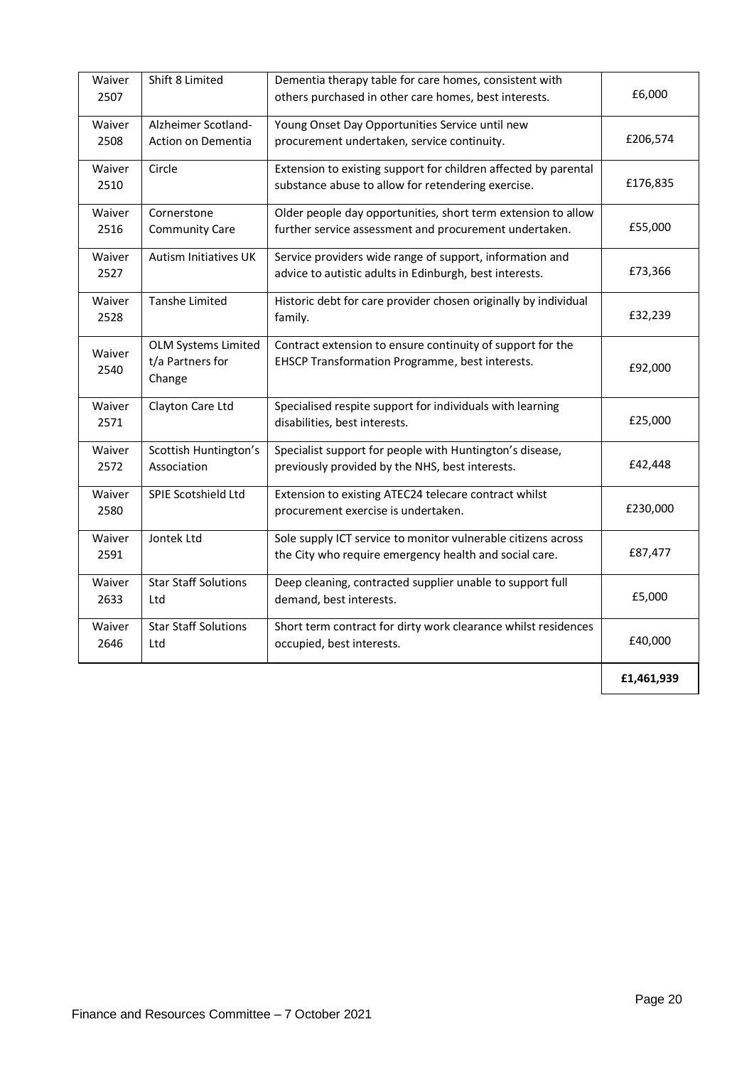| Waiver 2507 | Shift 8 Limited | Dementia therapy table for care homes, consistent with others purchased in other care homes, best interests. | £6,000 |
|---|---|---|---|
| Waiver 2508 | Alzheimer Scotland- Action on Dementia | Young Onset Day Opportunities Service until new procurement undertaken, service continuity. | £206,574 |
| Waiver 2510 | Circle | Extension to existing support for children affected by parental substance abuse to allow for retendering exercise. | £176,835 |
| Waiver 2516 | Cornerstone Community Care | Older people day opportunities, short term extension to allow further service assessment and procurement undertaken. | £55,000 |
| Waiver 2527 | Autism Initiatives UK | Service providers wide range of support, information and advice to autistic adults in Edinburgh, best interests. | £73,366 |
| Waiver 2528 | Tanshe Limited | Historic debt for care provider chosen originally by individual family. | £32,239 |
| Waiver 2540 | OLM Systems Limited t/a Partners for Change | Contract extension to ensure continuity of support for the EHSCP Transformation Programme, best interests. | £92,000 |
| Waiver 2571 | Clayton Care Ltd | Specialised respite support for individuals with learning disabilities, best interests. | £25,000 |
| Waiver 2572 | Scottish Huntington's Association | Specialist support for people with Huntington's disease, previously provided by the NHS, best interests. | £42,448 |
| Waiver 2580 | SPIE Scotshield Ltd | Extension to existing ATEC24 telecare contract whilst procurement exercise is undertaken. | £230,000 |
| Waiver 2591 | Jontek Ltd | Sole supply ICT service to monitor vulnerable citizens across the City who require emergency health and social care. | £87,477 |
| Waiver 2633 | Star Staff Solutions Ltd | Deep cleaning, contracted supplier unable to support full demand, best interests. | £5,000 |
| Waiver 2646 | Star Staff Solutions Ltd | Short term contract for dirty work clearance whilst residences occupied, best interests. | £40,000 |
| | | | **£1,461,939** |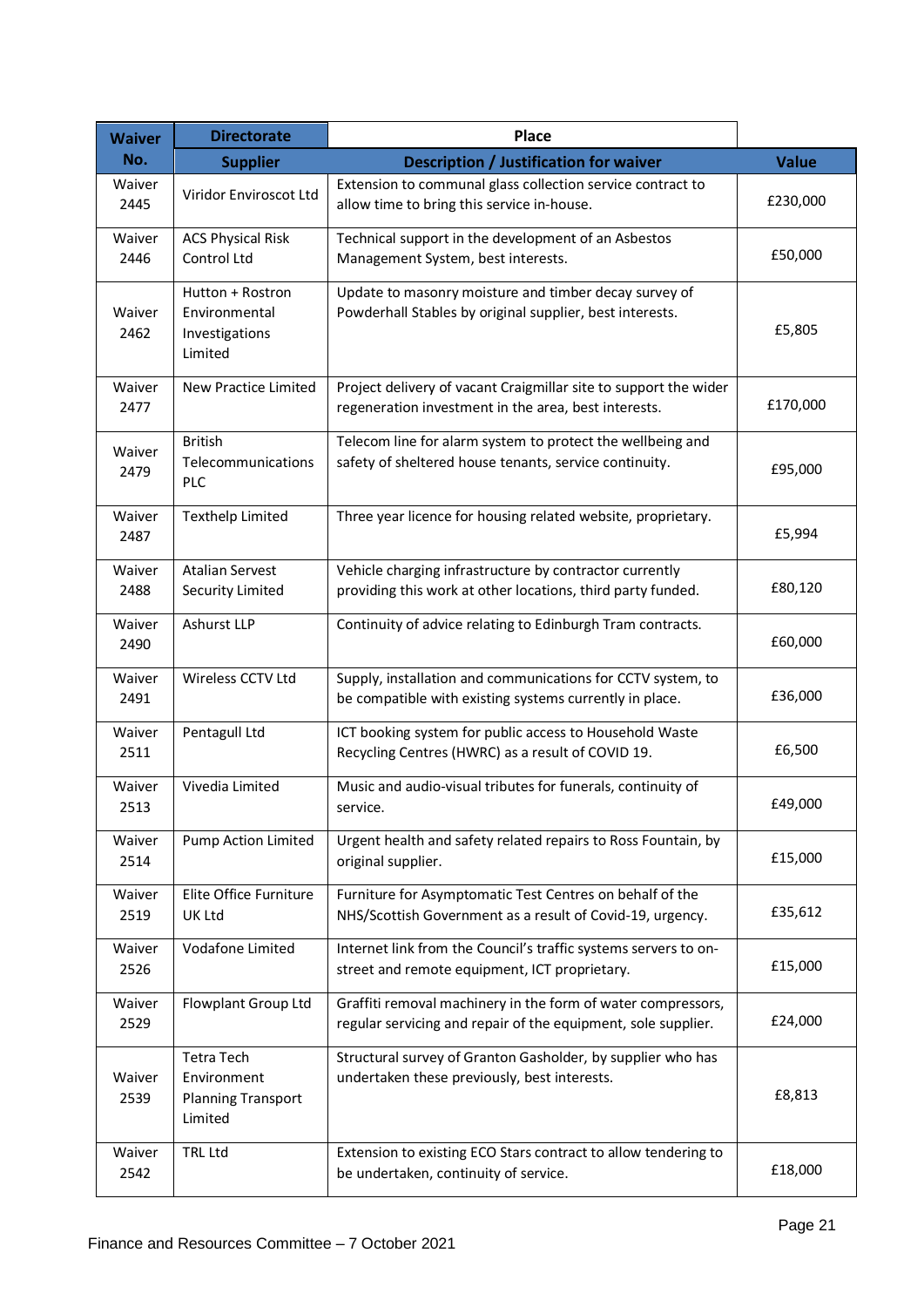| Waiver No. | Directorate | Place | |
|---|---|---|---|
| | **Supplier** | **Description / Justification for waiver** | **Value** |
| Waiver 2445 | Viridor Enviroscot Ltd | Extension to communal glass collection service contract to allow time to bring this service in-house. | £230,000 |
| Waiver 2446 | ACS Physical Risk Control Ltd | Technical support in the development of an Asbestos Management System, best interests. | £50,000 |
| Waiver 2462 | Hutton + Rostron Environmental Investigations Limited | Update to masonry moisture and timber decay survey of Powderhall Stables by original supplier, best interests. | £5,805 |
| Waiver 2477 | New Practice Limited | Project delivery of vacant Craigmillar site to support the wider regeneration investment in the area, best interests. | £170,000 |
| Waiver 2479 | British Telecommunications PLC | Telecom line for alarm system to protect the wellbeing and safety of sheltered house tenants, service continuity. | £95,000 |
| Waiver 2487 | Texthelp Limited | Three year licence for housing related website, proprietary. | £5,994 |
| Waiver 2488 | Atalian Servest Security Limited | Vehicle charging infrastructure by contractor currently providing this work at other locations, third party funded. | £80,120 |
| Waiver 2490 | Ashurst LLP | Continuity of advice relating to Edinburgh Tram contracts. | £60,000 |
| Waiver 2491 | Wireless CCTV Ltd | Supply, installation and communications for CCTV system, to be compatible with existing systems currently in place. | £36,000 |
| Waiver 2511 | Pentagull Ltd | ICT booking system for public access to Household Waste Recycling Centres (HWRC) as a result of COVID 19. | £6,500 |
| Waiver 2513 | Vivedia Limited | Music and audio-visual tributes for funerals, continuity of service. | £49,000 |
| Waiver 2514 | Pump Action Limited | Urgent health and safety related repairs to Ross Fountain, by original supplier. | £15,000 |
| Waiver 2519 | Elite Office Furniture UK Ltd | Furniture for Asymptomatic Test Centres on behalf of the NHS/Scottish Government as a result of Covid-19, urgency. | £35,612 |
| Waiver 2526 | Vodafone Limited | Internet link from the Council's traffic systems servers to on-street and remote equipment, ICT proprietary. | £15,000 |
| Waiver 2529 | Flowplant Group Ltd | Graffiti removal machinery in the form of water compressors, regular servicing and repair of the equipment, sole supplier. | £24,000 |
| Waiver 2539 | Tetra Tech Environment Planning Transport Limited | Structural survey of Granton Gasholder, by supplier who has undertaken these previously, best interests. | £8,813 |
| Waiver 2542 | TRL Ltd | Extension to existing ECO Stars contract to allow tendering to be undertaken, continuity of service. | £18,000 |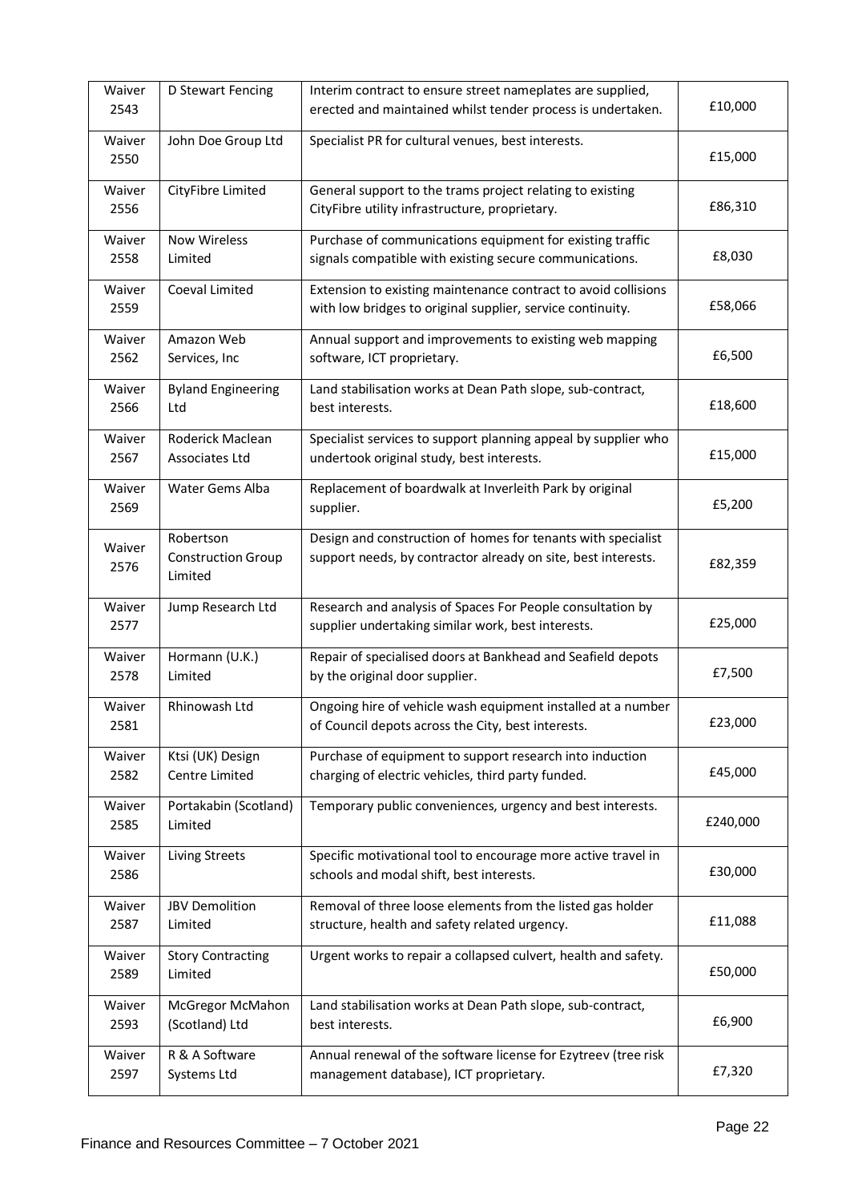| Waiver 2543 | D Stewart Fencing | Interim contract to ensure street nameplates are supplied, erected and maintained whilst tender process is undertaken. | £10,000 |
|---|---|---|---|
| Waiver 2550 | John Doe Group Ltd | Specialist PR for cultural venues, best interests. | £15,000 |
| Waiver 2556 | CityFibre Limited | General support to the trams project relating to existing CityFibre utility infrastructure, proprietary. | £86,310 |
| Waiver 2558 | Now Wireless Limited | Purchase of communications equipment for existing traffic signals compatible with existing secure communications. | £8,030 |
| Waiver 2559 | Coeval Limited | Extension to existing maintenance contract to avoid collisions with low bridges to original supplier, service continuity. | £58,066 |
| Waiver 2562 | Amazon Web Services, Inc | Annual support and improvements to existing web mapping software, ICT proprietary. | £6,500 |
| Waiver 2566 | Byland Engineering Ltd | Land stabilisation works at Dean Path slope, sub-contract, best interests. | £18,600 |
| Waiver 2567 | Roderick Maclean Associates Ltd | Specialist services to support planning appeal by supplier who undertook original study, best interests. | £15,000 |
| Waiver 2569 | Water Gems Alba | Replacement of boardwalk at Inverleith Park by original supplier. | £5,200 |
| Waiver 2576 | Robertson Construction Group Limited | Design and construction of homes for tenants with specialist support needs, by contractor already on site, best interests. | £82,359 |
| Waiver 2577 | Jump Research Ltd | Research and analysis of Spaces For People consultation by supplier undertaking similar work, best interests. | £25,000 |
| Waiver 2578 | Hormann (U.K.) Limited | Repair of specialised doors at Bankhead and Seafield depots by the original door supplier. | £7,500 |
| Waiver 2581 | Rhinowash Ltd | Ongoing hire of vehicle wash equipment installed at a number of Council depots across the City, best interests. | £23,000 |
| Waiver 2582 | Ktsi (UK) Design Centre Limited | Purchase of equipment to support research into induction charging of electric vehicles, third party funded. | £45,000 |
| Waiver 2585 | Portakabin (Scotland) Limited | Temporary public conveniences, urgency and best interests. | £240,000 |
| Waiver 2586 | Living Streets | Specific motivational tool to encourage more active travel in schools and modal shift, best interests. | £30,000 |
| Waiver 2587 | JBV Demolition Limited | Removal of three loose elements from the listed gas holder structure, health and safety related urgency. | £11,088 |
| Waiver 2589 | Story Contracting Limited | Urgent works to repair a collapsed culvert, health and safety. | £50,000 |
| Waiver 2593 | McGregor McMahon (Scotland) Ltd | Land stabilisation works at Dean Path slope, sub-contract, best interests. | £6,900 |
| Waiver 2597 | R & A Software Systems Ltd | Annual renewal of the software license for Ezytreev (tree risk management database), ICT proprietary. | £7,320 |

Finance and Resources Committee – 7 October 2021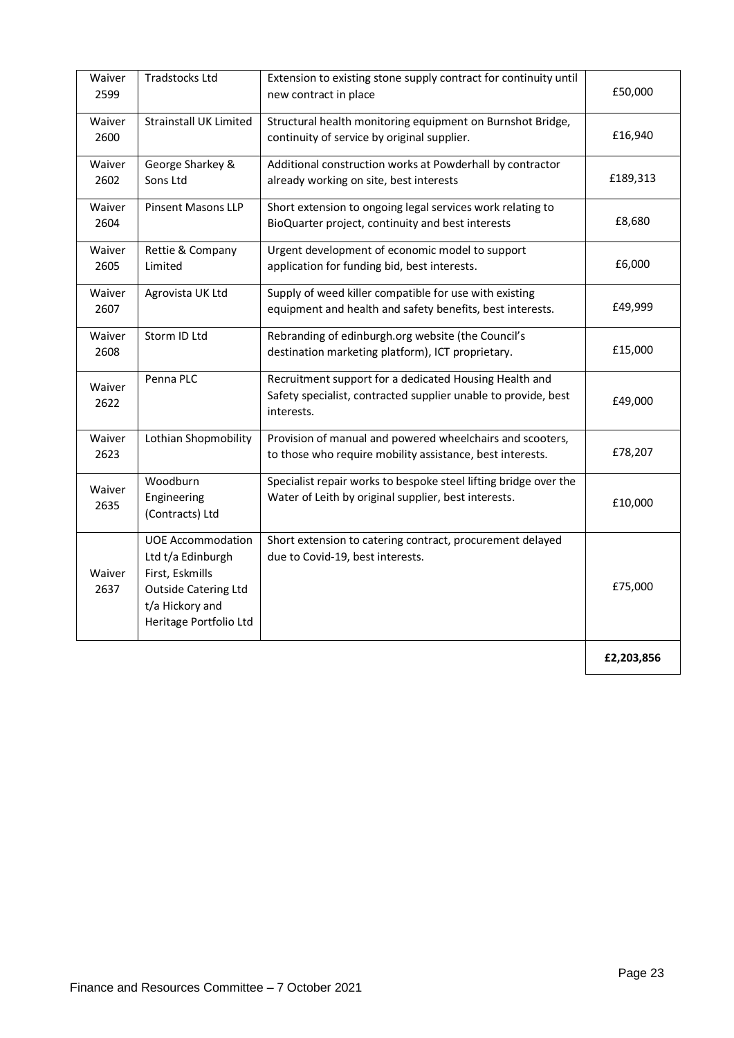| | | | |
|---|---|---|---|
| Waiver 2599 | Tradstocks Ltd | Extension to existing stone supply contract for continuity until new contract in place | £50,000 |
| Waiver 2600 | Strainstall UK Limited | Structural health monitoring equipment on Burnshot Bridge, continuity of service by original supplier. | £16,940 |
| Waiver 2602 | George Sharkey & Sons Ltd | Additional construction works at Powderhall by contractor already working on site, best interests | £189,313 |
| Waiver 2604 | Pinsent Masons LLP | Short extension to ongoing legal services work relating to BioQuarter project, continuity and best interests | £8,680 |
| Waiver 2605 | Rettie & Company Limited | Urgent development of economic model to support application for funding bid, best interests. | £6,000 |
| Waiver 2607 | Agrovista UK Ltd | Supply of weed killer compatible for use with existing equipment and health and safety benefits, best interests. | £49,999 |
| Waiver 2608 | Storm ID Ltd | Rebranding of edinburgh.org website (the Council's destination marketing platform), ICT proprietary. | £15,000 |
| Waiver 2622 | Penna PLC | Recruitment support for a dedicated Housing Health and Safety specialist, contracted supplier unable to provide, best interests. | £49,000 |
| Waiver 2623 | Lothian Shopmobility | Provision of manual and powered wheelchairs and scooters, to those who require mobility assistance, best interests. | £78,207 |
| Waiver 2635 | Woodburn Engineering (Contracts) Ltd | Specialist repair works to bespoke steel lifting bridge over the Water of Leith by original supplier, best interests. | £10,000 |
| Waiver 2637 | UOE Accommodation Ltd t/a Edinburgh First, Eskmills Outside Catering Ltd t/a Hickory and Heritage Portfolio Ltd | Short extension to catering contract, procurement delayed due to Covid-19, best interests. | £75,000 |
| | | | **£2,203,856** |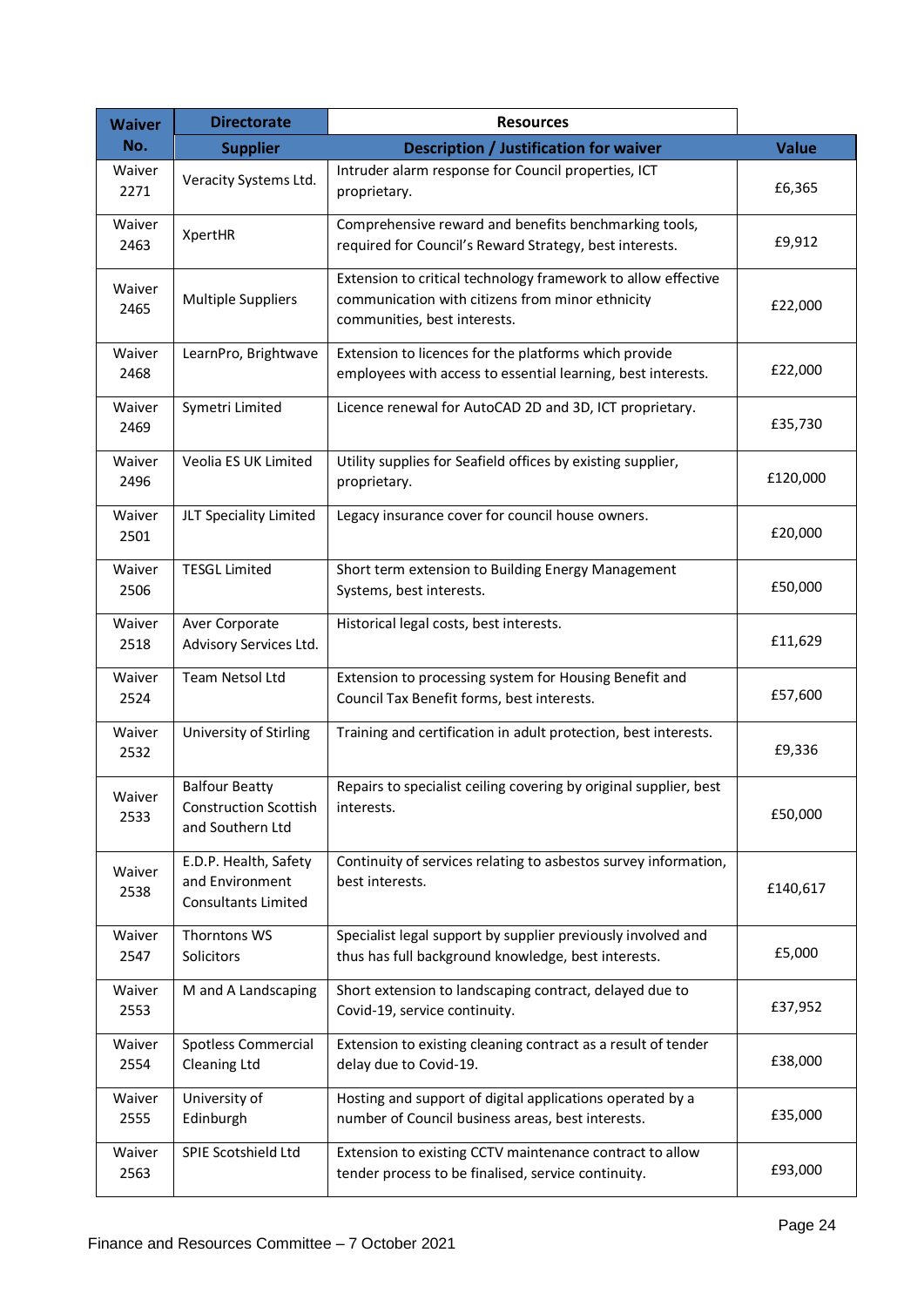| Waiver No. | Directorate | Resources | |
|---|---|---|---|
| | Supplier | Description / Justification for waiver | Value |
| Waiver 2271 | Veracity Systems Ltd. | Intruder alarm response for Council properties, ICT proprietary. | £6,365 |
| Waiver 2463 | XpertHR | Comprehensive reward and benefits benchmarking tools, required for Council's Reward Strategy, best interests. | £9,912 |
| Waiver 2465 | Multiple Suppliers | Extension to critical technology framework to allow effective communication with citizens from minor ethnicity communities, best interests. | £22,000 |
| Waiver 2468 | LearnPro, Brightwave | Extension to licences for the platforms which provide employees with access to essential learning, best interests. | £22,000 |
| Waiver 2469 | Symetri Limited | Licence renewal for AutoCAD 2D and 3D, ICT proprietary. | £35,730 |
| Waiver 2496 | Veolia ES UK Limited | Utility supplies for Seafield offices by existing supplier, proprietary. | £120,000 |
| Waiver 2501 | JLT Speciality Limited | Legacy insurance cover for council house owners. | £20,000 |
| Waiver 2506 | TESGL Limited | Short term extension to Building Energy Management Systems, best interests. | £50,000 |
| Waiver 2518 | Aver Corporate Advisory Services Ltd. | Historical legal costs, best interests. | £11,629 |
| Waiver 2524 | Team Netsol Ltd | Extension to processing system for Housing Benefit and Council Tax Benefit forms, best interests. | £57,600 |
| Waiver 2532 | University of Stirling | Training and certification in adult protection, best interests. | £9,336 |
| Waiver 2533 | Balfour Beatty Construction Scottish and Southern Ltd | Repairs to specialist ceiling covering by original supplier, best interests. | £50,000 |
| Waiver 2538 | E.D.P. Health, Safety and Environment Consultants Limited | Continuity of services relating to asbestos survey information, best interests. | £140,617 |
| Waiver 2547 | Thorntons WS Solicitors | Specialist legal support by supplier previously involved and thus has full background knowledge, best interests. | £5,000 |
| Waiver 2553 | M and A Landscaping | Short extension to landscaping contract, delayed due to Covid-19, service continuity. | £37,952 |
| Waiver 2554 | Spotless Commercial Cleaning Ltd | Extension to existing cleaning contract as a result of tender delay due to Covid-19. | £38,000 |
| Waiver 2555 | University of Edinburgh | Hosting and support of digital applications operated by a number of Council business areas, best interests. | £35,000 |
| Waiver 2563 | SPIE Scotshield Ltd | Extension to existing CCTV maintenance contract to allow tender process to be finalised, service continuity. | £93,000 |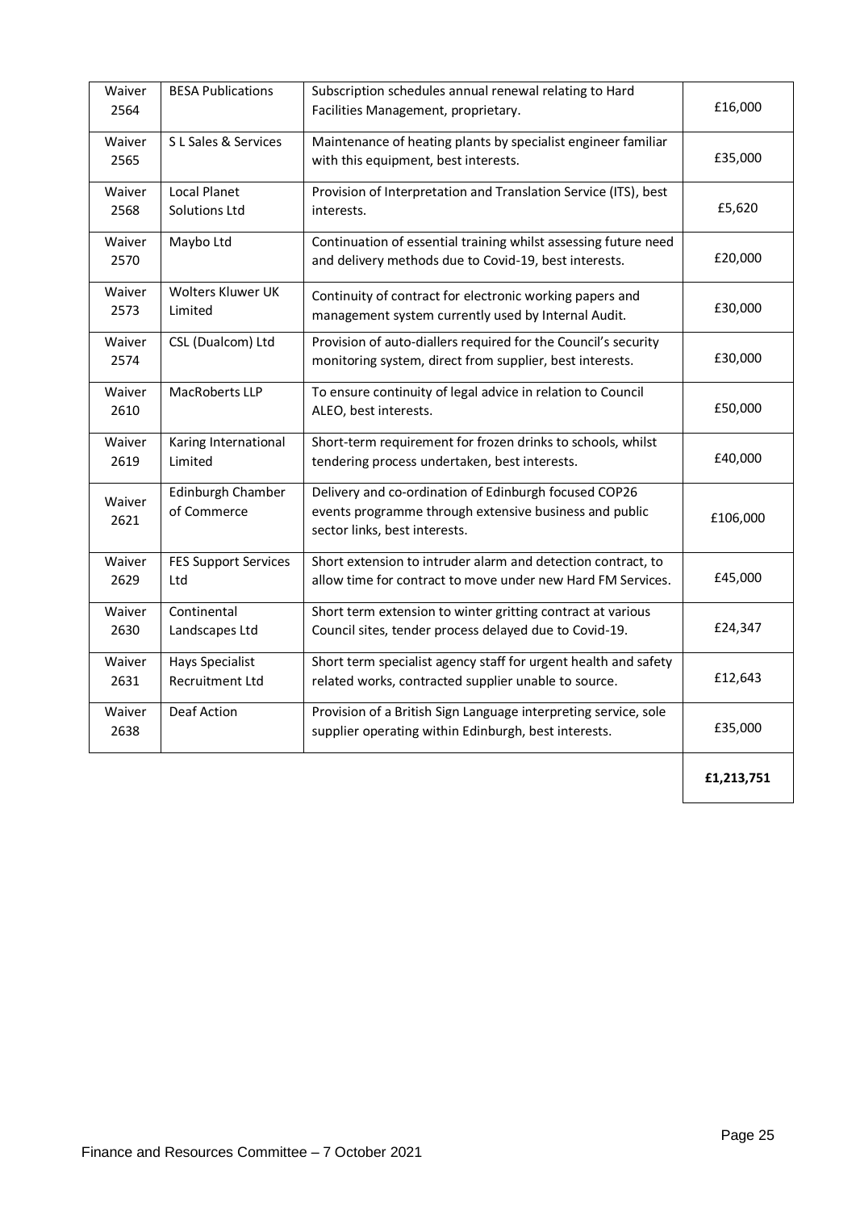| Waiver 2564 | BESA Publications | Subscription schedules annual renewal relating to Hard Facilities Management, proprietary. | £16,000 |
|---|---|---|---|
| Waiver 2565 | S L Sales & Services | Maintenance of heating plants by specialist engineer familiar with this equipment, best interests. | £35,000 |
| Waiver 2568 | Local Planet Solutions Ltd | Provision of Interpretation and Translation Service (ITS), best interests. | £5,620 |
| Waiver 2570 | Maybo Ltd | Continuation of essential training whilst assessing future need and delivery methods due to Covid-19, best interests. | £20,000 |
| Waiver 2573 | Wolters Kluwer UK Limited | Continuity of contract for electronic working papers and management system currently used by Internal Audit. | £30,000 |
| Waiver 2574 | CSL (Dualcom) Ltd | Provision of auto-diallers required for the Council's security monitoring system, direct from supplier, best interests. | £30,000 |
| Waiver 2610 | MacRoberts LLP | To ensure continuity of legal advice in relation to Council ALEO, best interests. | £50,000 |
| Waiver 2619 | Karing International Limited | Short-term requirement for frozen drinks to schools, whilst tendering process undertaken, best interests. | £40,000 |
| Waiver 2621 | Edinburgh Chamber of Commerce | Delivery and co-ordination of Edinburgh focused COP26 events programme through extensive business and public sector links, best interests. | £106,000 |
| Waiver 2629 | FES Support Services Ltd | Short extension to intruder alarm and detection contract, to allow time for contract to move under new Hard FM Services. | £45,000 |
| Waiver 2630 | Continental Landscapes Ltd | Short term extension to winter gritting contract at various Council sites, tender process delayed due to Covid-19. | £24,347 |
| Waiver 2631 | Hays Specialist Recruitment Ltd | Short term specialist agency staff for urgent health and safety related works, contracted supplier unable to source. | £12,643 |
| Waiver 2638 | Deaf Action | Provision of a British Sign Language interpreting service, sole supplier operating within Edinburgh, best interests. | £35,000 |
| | | | **£1,213,751** |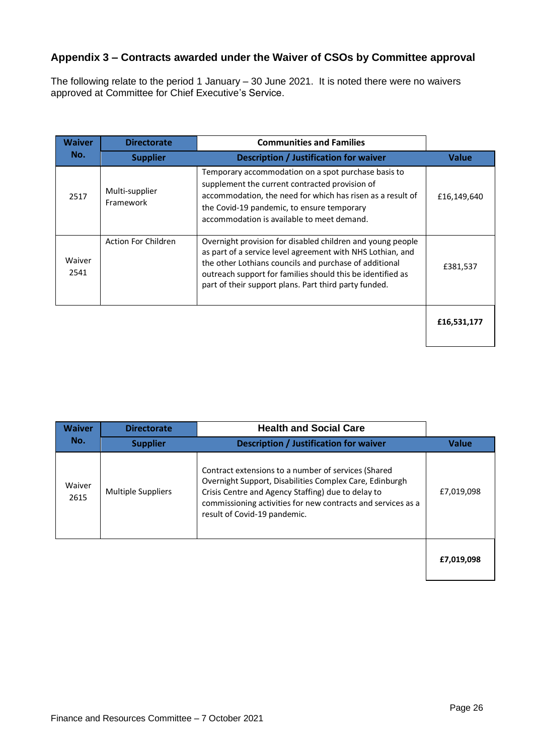## Appendix 3 – Contracts awarded under the Waiver of CSOs by Committee approval

The following relate to the period 1 January – 30 June 2021. It is noted there were no waivers approved at Committee for Chief Executive's Service.

| Waiver No. | Directorate | Communities and Families | |
|---|---|---|---|
| | **Supplier** | **Description / Justification for waiver** | **Value** |
| 2517 | Multi-supplier Framework | Temporary accommodation on a spot purchase basis to supplement the current contracted provision of accommodation, the need for which has risen as a result of the Covid-19 pandemic, to ensure temporary accommodation is available to meet demand. | £16,149,640 |
| Waiver 2541 | Action For Children | Overnight provision for disabled children and young people as part of a service level agreement with NHS Lothian, and the other Lothians councils and purchase of additional outreach support for families should this be identified as part of their support plans. Part third party funded. | £381,537 |
| | | | **£16,531,177** |

| Waiver No. | Directorate | Health and Social Care | |
|---|---|---|---|
| | **Supplier** | **Description / Justification for waiver** | **Value** |
| Waiver 2615 | Multiple Suppliers | Contract extensions to a number of services (Shared Overnight Support, Disabilities Complex Care, Edinburgh Crisis Centre and Agency Staffing) due to delay to commissioning activities for new contracts and services as a result of Covid-19 pandemic. | £7,019,098 |
| | | | **£7,019,098** |

Finance and Resources Committee – 7 October 2021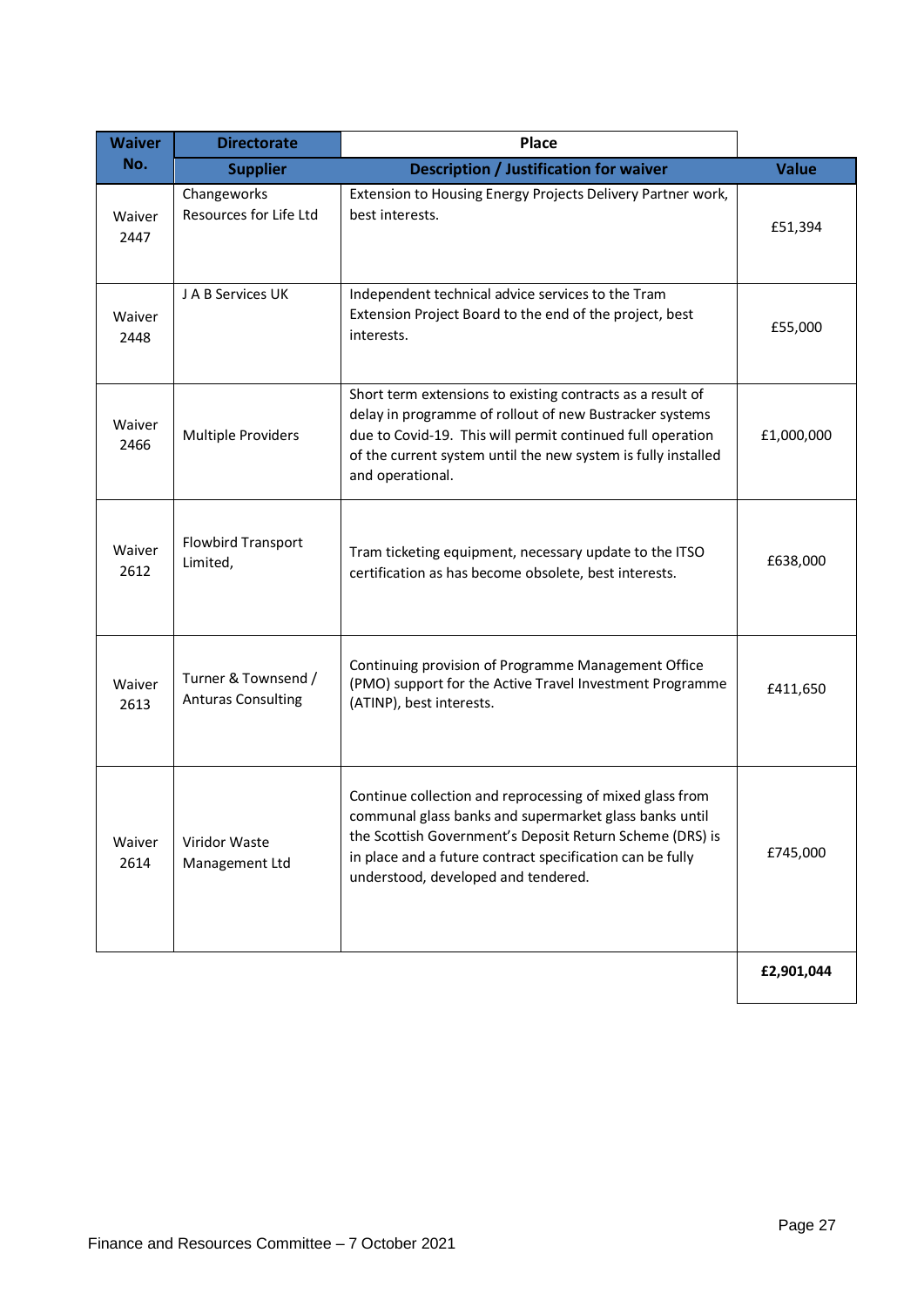| Waiver No. | Directorate | Place | |
|---|---|---|---|
| | **Supplier** | **Description / Justification for waiver** | **Value** |
| Waiver 2447 | Changeworks Resources for Life Ltd | Extension to Housing Energy Projects Delivery Partner work, best interests. | £51,394 |
| Waiver 2448 | J A B Services UK | Independent technical advice services to the Tram Extension Project Board to the end of the project, best interests. | £55,000 |
| Waiver 2466 | Multiple Providers | Short term extensions to existing contracts as a result of delay in programme of rollout of new Bustracker systems due to Covid-19. This will permit continued full operation of the current system until the new system is fully installed and operational. | £1,000,000 |
| Waiver 2612 | Flowbird Transport Limited, | Tram ticketing equipment, necessary update to the ITSO certification as has become obsolete, best interests. | £638,000 |
| Waiver 2613 | Turner & Townsend / Anturas Consulting | Continuing provision of Programme Management Office (PMO) support for the Active Travel Investment Programme (ATINP), best interests. | £411,650 |
| Waiver 2614 | Viridor Waste Management Ltd | Continue collection and reprocessing of mixed glass from communal glass banks and supermarket glass banks until the Scottish Government's Deposit Return Scheme (DRS) is in place and a future contract specification can be fully understood, developed and tendered. | £745,000 |
| | | | **£2,901,044** |

Finance and Resources Committee – 7 October 2021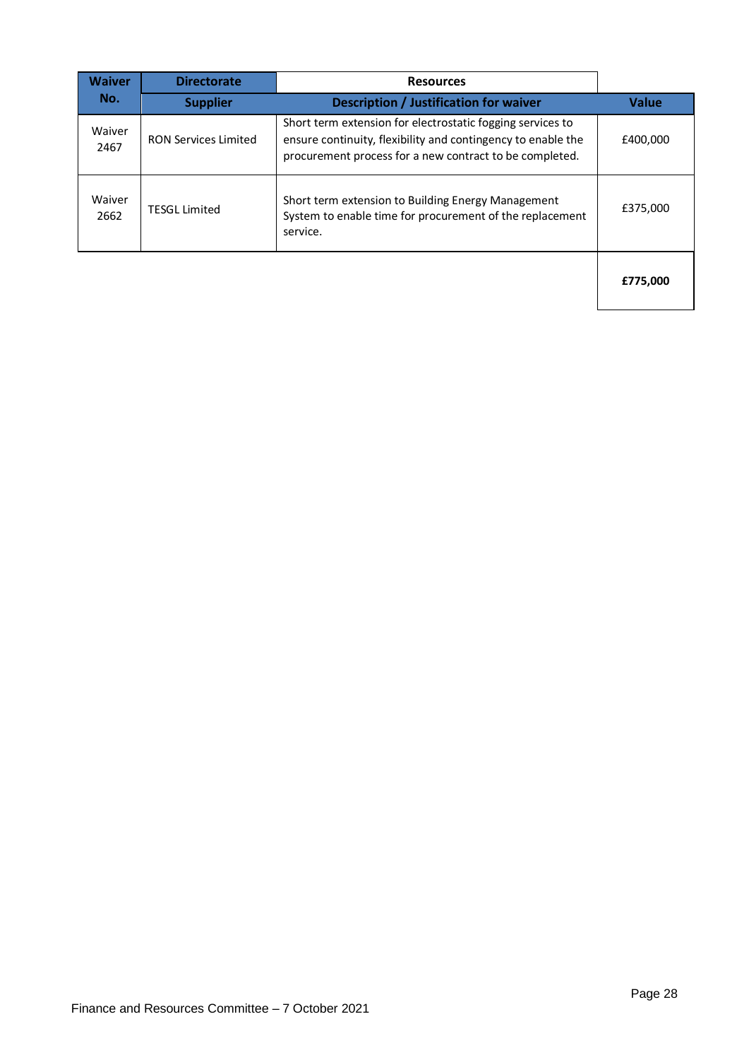| Waiver No. | Directorate | Resources | |
|---|---|---|---|
| | **Supplier** | **Description / Justification for waiver** | **Value** |
| Waiver 2467 | RON Services Limited | Short term extension for electrostatic fogging services to ensure continuity, flexibility and contingency to enable the procurement process for a new contract to be completed. | £400,000 |
| Waiver 2662 | TESGL Limited | Short term extension to Building Energy Management System to enable time for procurement of the replacement service. | £375,000 |
| | | | **£775,000** |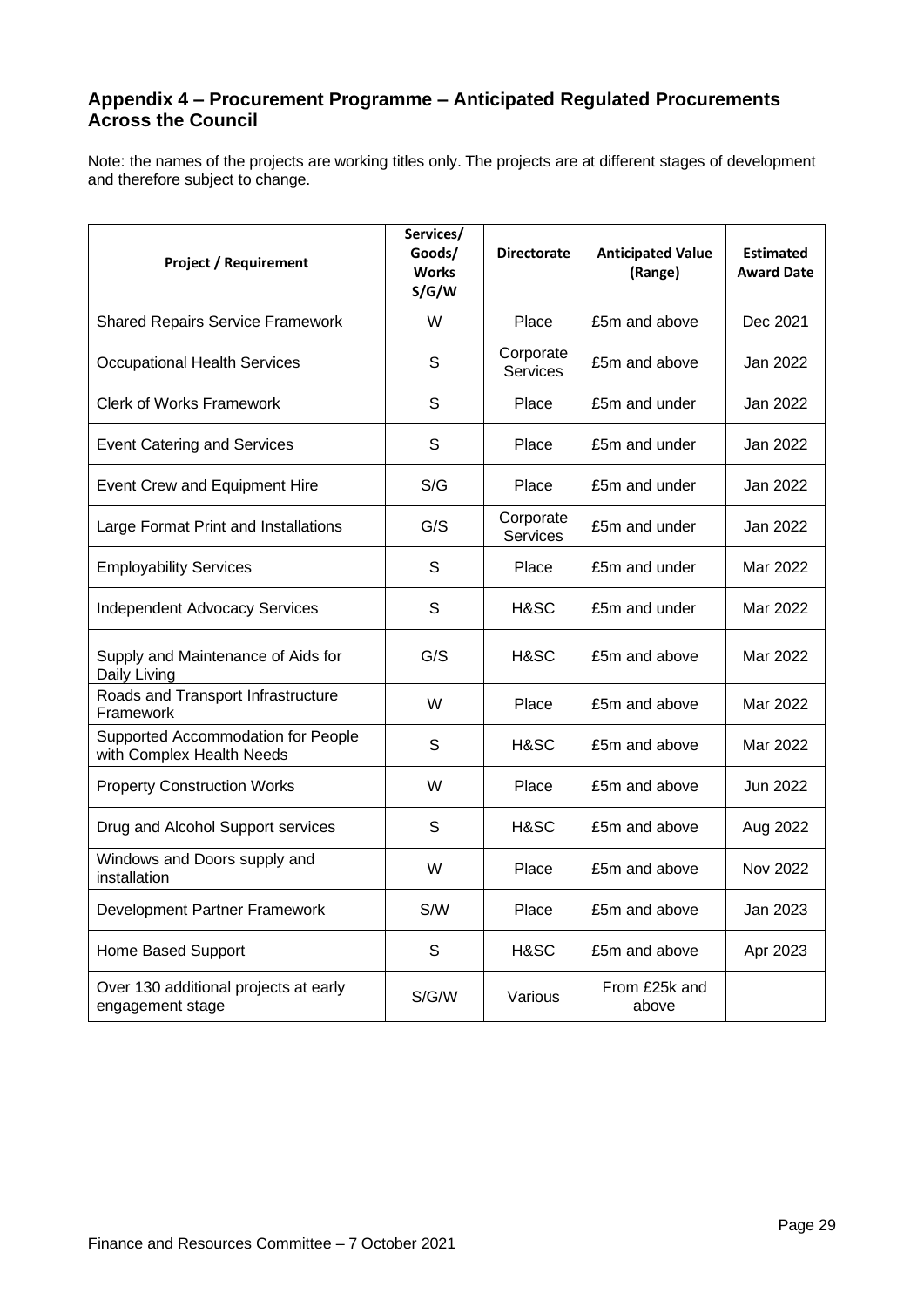## Appendix 4 – Procurement Programme – Anticipated Regulated Procurements Across the Council

Note: the names of the projects are working titles only. The projects are at different stages of development and therefore subject to change.

| Project / Requirement | Services/ Goods/ Works S/G/W | Directorate | Anticipated Value (Range) | Estimated Award Date |
|---|---|---|---|---|
| Shared Repairs Service Framework | W | Place | £5m and above | Dec 2021 |
| Occupational Health Services | S | Corporate Services | £5m and above | Jan 2022 |
| Clerk of Works Framework | S | Place | £5m and under | Jan 2022 |
| Event Catering and Services | S | Place | £5m and under | Jan 2022 |
| Event Crew and Equipment Hire | S/G | Place | £5m and under | Jan 2022 |
| Large Format Print and Installations | G/S | Corporate Services | £5m and under | Jan 2022 |
| Employability Services | S | Place | £5m and under | Mar 2022 |
| Independent Advocacy Services | S | H&SC | £5m and under | Mar 2022 |
| Supply and Maintenance of Aids for Daily Living | G/S | H&SC | £5m and above | Mar 2022 |
| Roads and Transport Infrastructure Framework | W | Place | £5m and above | Mar 2022 |
| Supported Accommodation for People with Complex Health Needs | S | H&SC | £5m and above | Mar 2022 |
| Property Construction Works | W | Place | £5m and above | Jun 2022 |
| Drug and Alcohol Support services | S | H&SC | £5m and above | Aug 2022 |
| Windows and Doors supply and installation | W | Place | £5m and above | Nov 2022 |
| Development Partner Framework | S/W | Place | £5m and above | Jan 2023 |
| Home Based Support | S | H&SC | £5m and above | Apr 2023 |
| Over 130 additional projects at early engagement stage | S/G/W | Various | From £25k and above | |

Finance and Resources Committee – 7 October 2021